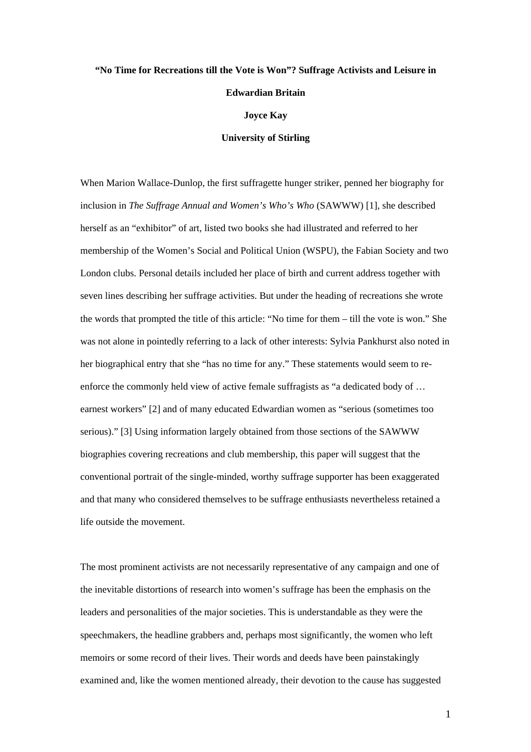# "No Time for Recreations till the Vote is Won"? Suffrage Activists and Leisure in Edwardian Britain

**Joyce Kay**

**University of Stirling**

When Marion Wallace-Dunlop, the first suffragette hunger striker, penned her biography for inclusion in *The Suffrage Annual and Women's Who's Who* (SAWWW) [1], she described herself as an "exhibitor" of art, listed two books she had illustrated and referred to her membership of the Women's Social and Political Union (WSPU), the Fabian Society and two London clubs. Personal details included her place of birth and current address together with seven lines describing her suffrage activities. But under the heading of recreations she wrote the words that prompted the title of this article: "No time for them – till the vote is won." She was not alone in pointedly referring to a lack of other interests: Sylvia Pankhurst also noted in her biographical entry that she "has no time for any." These statements would seem to re-enforce the commonly held view of active female suffragists as "a dedicated body of … earnest workers" [2] and of many educated Edwardian women as "serious (sometimes too serious)." [3] Using information largely obtained from those sections of the SAWWW biographies covering recreations and club membership, this paper will suggest that the conventional portrait of the single-minded, worthy suffrage supporter has been exaggerated and that many who considered themselves to be suffrage enthusiasts nevertheless retained a life outside the movement.

The most prominent activists are not necessarily representative of any campaign and one of the inevitable distortions of research into women's suffrage has been the emphasis on the leaders and personalities of the major societies. This is understandable as they were the speechmakers, the headline grabbers and, perhaps most significantly, the women who left memoirs or some record of their lives. Their words and deeds have been painstakingly examined and, like the women mentioned already, their devotion to the cause has suggested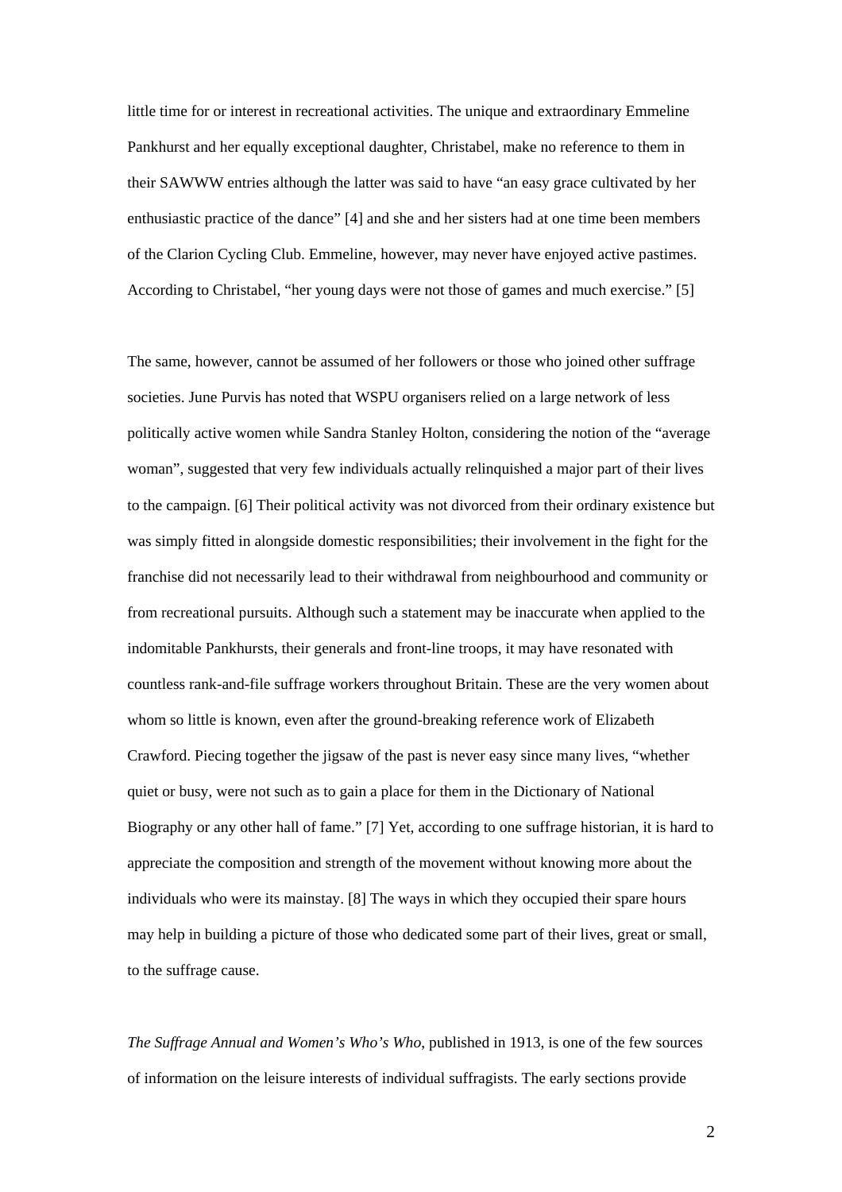little time for or interest in recreational activities. The unique and extraordinary Emmeline Pankhurst and her equally exceptional daughter, Christabel, make no reference to them in their SAWWW entries although the latter was said to have "an easy grace cultivated by her enthusiastic practice of the dance" [4] and she and her sisters had at one time been members of the Clarion Cycling Club. Emmeline, however, may never have enjoyed active pastimes. According to Christabel, "her young days were not those of games and much exercise." [5]

The same, however, cannot be assumed of her followers or those who joined other suffrage societies. June Purvis has noted that WSPU organisers relied on a large network of less politically active women while Sandra Stanley Holton, considering the notion of the "average woman", suggested that very few individuals actually relinquished a major part of their lives to the campaign. [6] Their political activity was not divorced from their ordinary existence but was simply fitted in alongside domestic responsibilities; their involvement in the fight for the franchise did not necessarily lead to their withdrawal from neighbourhood and community or from recreational pursuits. Although such a statement may be inaccurate when applied to the indomitable Pankhursts, their generals and front-line troops, it may have resonated with countless rank-and-file suffrage workers throughout Britain. These are the very women about whom so little is known, even after the ground-breaking reference work of Elizabeth Crawford. Piecing together the jigsaw of the past is never easy since many lives, "whether quiet or busy, were not such as to gain a place for them in the Dictionary of National Biography or any other hall of fame." [7] Yet, according to one suffrage historian, it is hard to appreciate the composition and strength of the movement without knowing more about the individuals who were its mainstay. [8] The ways in which they occupied their spare hours may help in building a picture of those who dedicated some part of their lives, great or small, to the suffrage cause.

*The Suffrage Annual and Women's Who's Who*, published in 1913, is one of the few sources of information on the leisure interests of individual suffragists. The early sections provide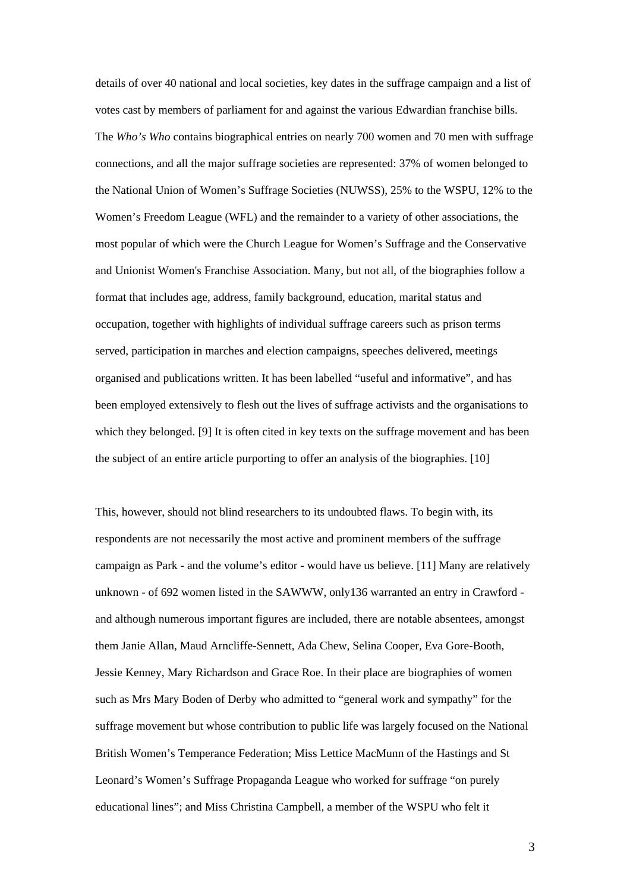details of over 40 national and local societies, key dates in the suffrage campaign and a list of votes cast by members of parliament for and against the various Edwardian franchise bills. The *Who's Who* contains biographical entries on nearly 700 women and 70 men with suffrage connections, and all the major suffrage societies are represented: 37% of women belonged to the National Union of Women's Suffrage Societies (NUWSS), 25% to the WSPU, 12% to the Women's Freedom League (WFL) and the remainder to a variety of other associations, the most popular of which were the Church League for Women's Suffrage and the Conservative and Unionist Women's Franchise Association. Many, but not all, of the biographies follow a format that includes age, address, family background, education, marital status and occupation, together with highlights of individual suffrage careers such as prison terms served, participation in marches and election campaigns, speeches delivered, meetings organised and publications written. It has been labelled "useful and informative", and has been employed extensively to flesh out the lives of suffrage activists and the organisations to which they belonged. [9] It is often cited in key texts on the suffrage movement and has been the subject of an entire article purporting to offer an analysis of the biographies. [10]

This, however, should not blind researchers to its undoubted flaws. To begin with, its respondents are not necessarily the most active and prominent members of the suffrage campaign as Park - and the volume's editor - would have us believe. [11] Many are relatively unknown - of 692 women listed in the SAWWW, only136 warranted an entry in Crawford - and although numerous important figures are included, there are notable absentees, amongst them Janie Allan, Maud Arncliffe-Sennett, Ada Chew, Selina Cooper, Eva Gore-Booth, Jessie Kenney, Mary Richardson and Grace Roe. In their place are biographies of women such as Mrs Mary Boden of Derby who admitted to "general work and sympathy" for the suffrage movement but whose contribution to public life was largely focused on the National British Women's Temperance Federation; Miss Lettice MacMunn of the Hastings and St Leonard's Women's Suffrage Propaganda League who worked for suffrage "on purely educational lines"; and Miss Christina Campbell, a member of the WSPU who felt it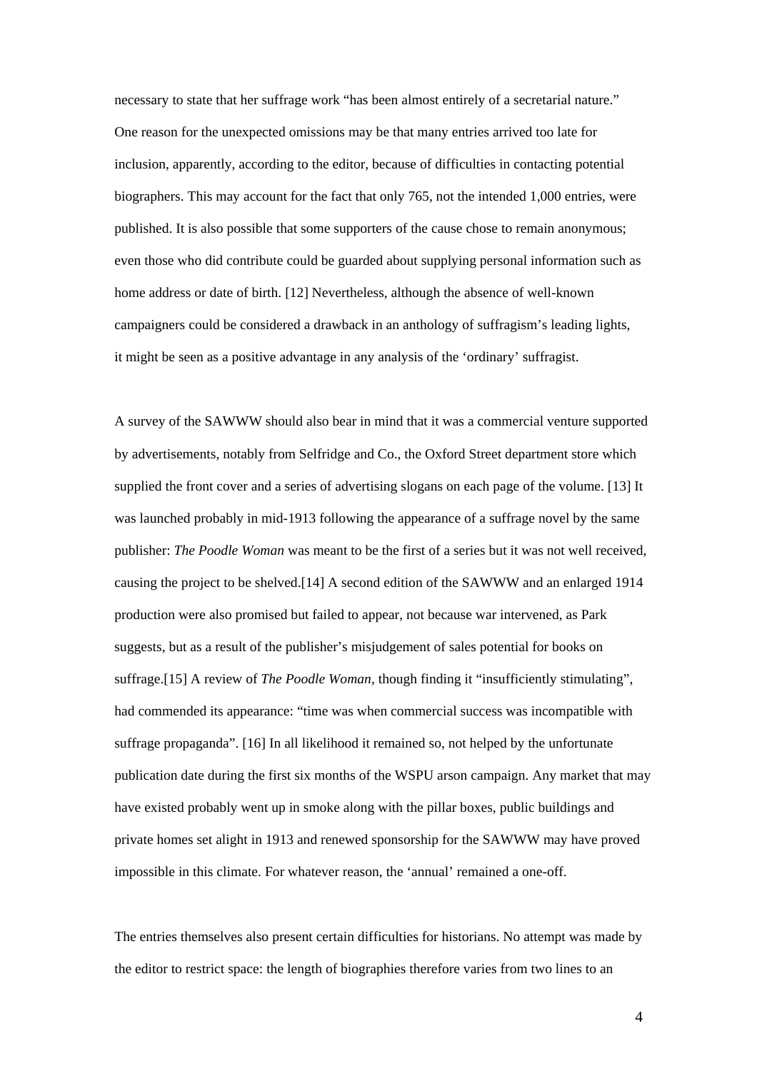necessary to state that her suffrage work "has been almost entirely of a secretarial nature." One reason for the unexpected omissions may be that many entries arrived too late for inclusion, apparently, according to the editor, because of difficulties in contacting potential biographers. This may account for the fact that only 765, not the intended 1,000 entries, were published. It is also possible that some supporters of the cause chose to remain anonymous; even those who did contribute could be guarded about supplying personal information such as home address or date of birth. [12] Nevertheless, although the absence of well-known campaigners could be considered a drawback in an anthology of suffragism's leading lights, it might be seen as a positive advantage in any analysis of the 'ordinary' suffragist.

A survey of the SAWWW should also bear in mind that it was a commercial venture supported by advertisements, notably from Selfridge and Co., the Oxford Street department store which supplied the front cover and a series of advertising slogans on each page of the volume. [13] It was launched probably in mid-1913 following the appearance of a suffrage novel by the same publisher: *The Poodle Woman* was meant to be the first of a series but it was not well received, causing the project to be shelved.[14] A second edition of the SAWWW and an enlarged 1914 production were also promised but failed to appear, not because war intervened, as Park suggests, but as a result of the publisher's misjudgement of sales potential for books on suffrage.[15] A review of *The Poodle Woman*, though finding it "insufficiently stimulating", had commended its appearance: "time was when commercial success was incompatible with suffrage propaganda". [16] In all likelihood it remained so, not helped by the unfortunate publication date during the first six months of the WSPU arson campaign. Any market that may have existed probably went up in smoke along with the pillar boxes, public buildings and private homes set alight in 1913 and renewed sponsorship for the SAWWW may have proved impossible in this climate. For whatever reason, the 'annual' remained a one-off.

The entries themselves also present certain difficulties for historians. No attempt was made by the editor to restrict space: the length of biographies therefore varies from two lines to an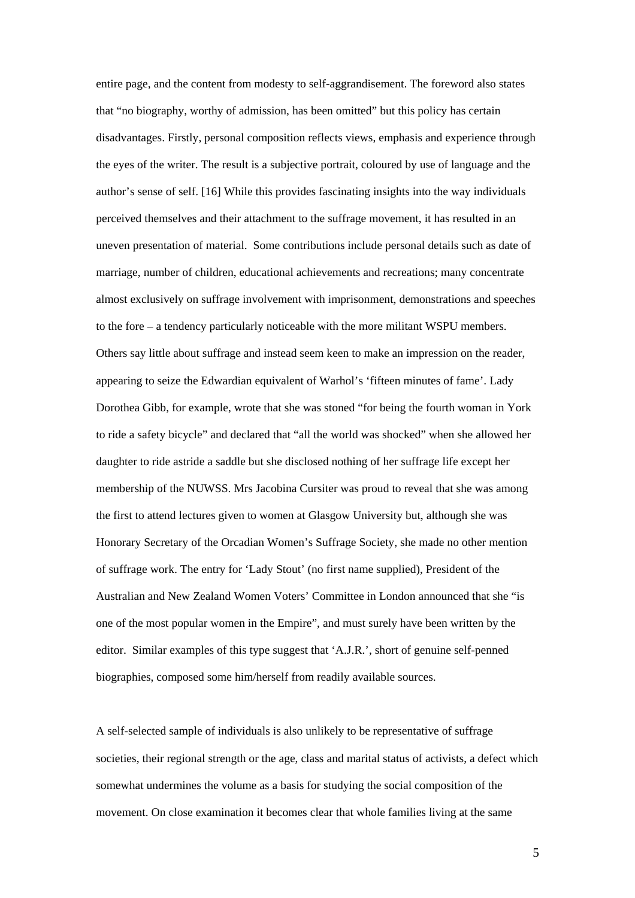entire page, and the content from modesty to self-aggrandisement. The foreword also states that "no biography, worthy of admission, has been omitted" but this policy has certain disadvantages. Firstly, personal composition reflects views, emphasis and experience through the eyes of the writer. The result is a subjective portrait, coloured by use of language and the author's sense of self. [16] While this provides fascinating insights into the way individuals perceived themselves and their attachment to the suffrage movement, it has resulted in an uneven presentation of material. Some contributions include personal details such as date of marriage, number of children, educational achievements and recreations; many concentrate almost exclusively on suffrage involvement with imprisonment, demonstrations and speeches to the fore – a tendency particularly noticeable with the more militant WSPU members. Others say little about suffrage and instead seem keen to make an impression on the reader, appearing to seize the Edwardian equivalent of Warhol's 'fifteen minutes of fame'. Lady Dorothea Gibb, for example, wrote that she was stoned "for being the fourth woman in York to ride a safety bicycle" and declared that "all the world was shocked" when she allowed her daughter to ride astride a saddle but she disclosed nothing of her suffrage life except her membership of the NUWSS. Mrs Jacobina Cursiter was proud to reveal that she was among the first to attend lectures given to women at Glasgow University but, although she was Honorary Secretary of the Orcadian Women's Suffrage Society, she made no other mention of suffrage work. The entry for 'Lady Stout' (no first name supplied), President of the Australian and New Zealand Women Voters' Committee in London announced that she "is one of the most popular women in the Empire", and must surely have been written by the editor. Similar examples of this type suggest that 'A.J.R.', short of genuine self-penned biographies, composed some him/herself from readily available sources.

A self-selected sample of individuals is also unlikely to be representative of suffrage societies, their regional strength or the age, class and marital status of activists, a defect which somewhat undermines the volume as a basis for studying the social composition of the movement. On close examination it becomes clear that whole families living at the same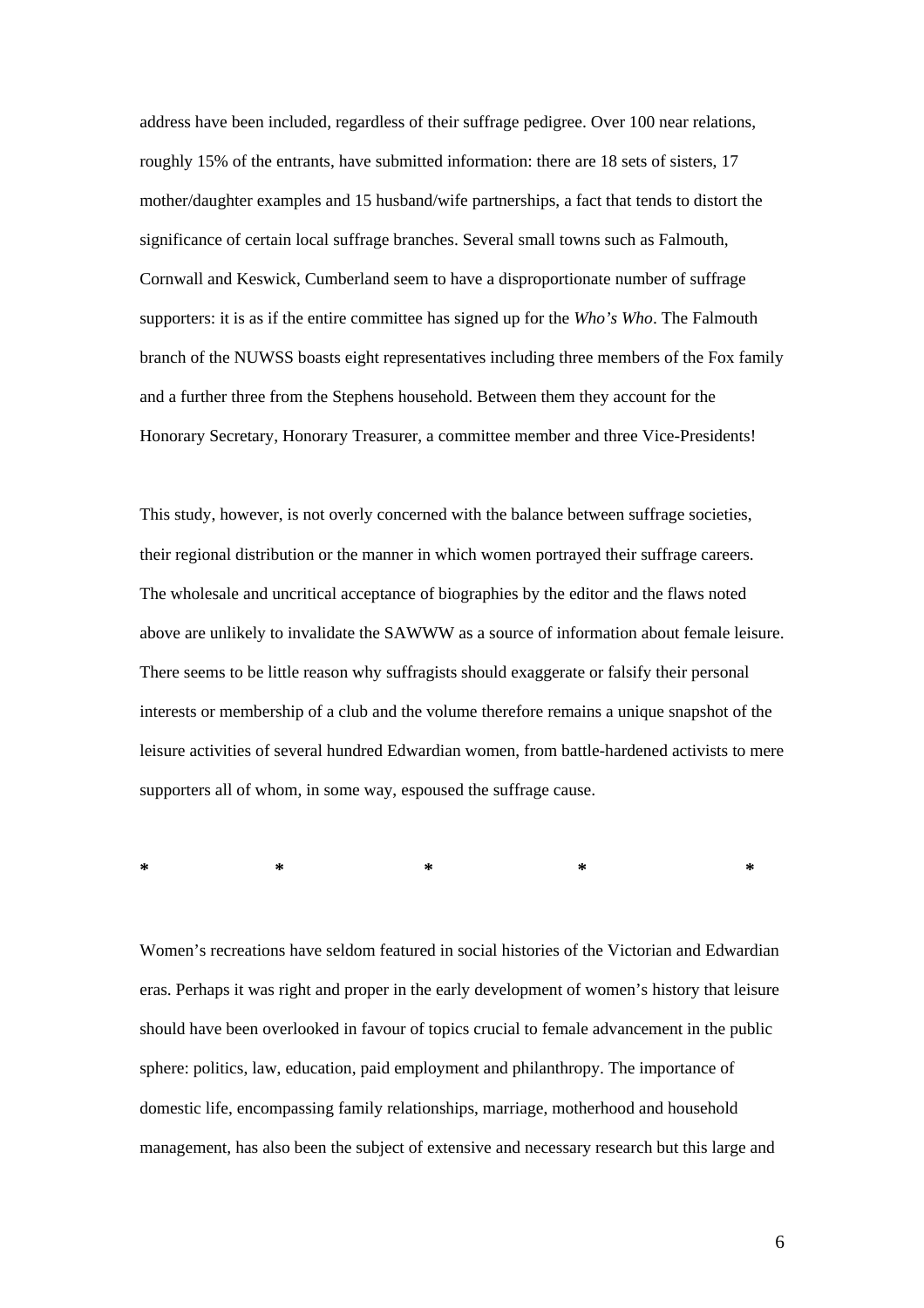address have been included, regardless of their suffrage pedigree. Over 100 near relations, roughly 15% of the entrants, have submitted information: there are 18 sets of sisters, 17 mother/daughter examples and 15 husband/wife partnerships, a fact that tends to distort the significance of certain local suffrage branches. Several small towns such as Falmouth, Cornwall and Keswick, Cumberland seem to have a disproportionate number of suffrage supporters: it is as if the entire committee has signed up for the *Who's Who*. The Falmouth branch of the NUWSS boasts eight representatives including three members of the Fox family and a further three from the Stephens household. Between them they account for the Honorary Secretary, Honorary Treasurer, a committee member and three Vice-Presidents!

This study, however, is not overly concerned with the balance between suffrage societies, their regional distribution or the manner in which women portrayed their suffrage careers. The wholesale and uncritical acceptance of biographies by the editor and the flaws noted above are unlikely to invalidate the SAWWW as a source of information about female leisure. There seems to be little reason why suffragists should exaggerate or falsify their personal interests or membership of a club and the volume therefore remains a unique snapshot of the leisure activities of several hundred Edwardian women, from battle-hardened activists to mere supporters all of whom, in some way, espoused the suffrage cause.

\*          \*          \*          \*          \*

Women's recreations have seldom featured in social histories of the Victorian and Edwardian eras. Perhaps it was right and proper in the early development of women's history that leisure should have been overlooked in favour of topics crucial to female advancement in the public sphere: politics, law, education, paid employment and philanthropy. The importance of domestic life, encompassing family relationships, marriage, motherhood and household management, has also been the subject of extensive and necessary research but this large and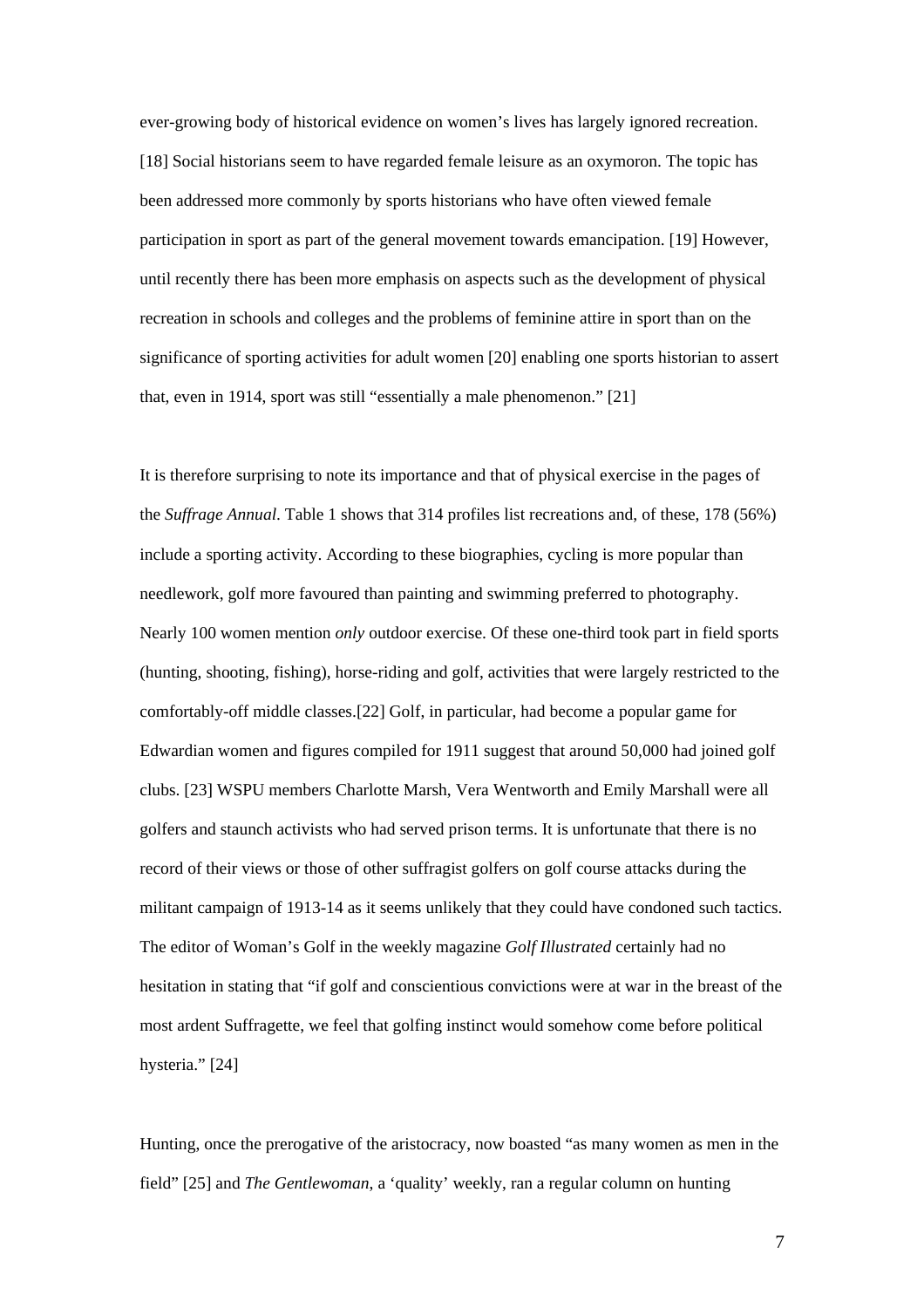ever-growing body of historical evidence on women's lives has largely ignored recreation. [18] Social historians seem to have regarded female leisure as an oxymoron. The topic has been addressed more commonly by sports historians who have often viewed female participation in sport as part of the general movement towards emancipation. [19] However, until recently there has been more emphasis on aspects such as the development of physical recreation in schools and colleges and the problems of feminine attire in sport than on the significance of sporting activities for adult women [20] enabling one sports historian to assert that, even in 1914, sport was still "essentially a male phenomenon." [21]

It is therefore surprising to note its importance and that of physical exercise in the pages of the *Suffrage Annual*. Table 1 shows that 314 profiles list recreations and, of these, 178 (56%) include a sporting activity. According to these biographies, cycling is more popular than needlework, golf more favoured than painting and swimming preferred to photography. Nearly 100 women mention *only* outdoor exercise. Of these one-third took part in field sports (hunting, shooting, fishing), horse-riding and golf, activities that were largely restricted to the comfortably-off middle classes.[22] Golf, in particular, had become a popular game for Edwardian women and figures compiled for 1911 suggest that around 50,000 had joined golf clubs. [23] WSPU members Charlotte Marsh, Vera Wentworth and Emily Marshall were all golfers and staunch activists who had served prison terms. It is unfortunate that there is no record of their views or those of other suffragist golfers on golf course attacks during the militant campaign of 1913-14 as it seems unlikely that they could have condoned such tactics. The editor of Woman's Golf in the weekly magazine *Golf Illustrated* certainly had no hesitation in stating that "if golf and conscientious convictions were at war in the breast of the most ardent Suffragette, we feel that golfing instinct would somehow come before political hysteria." [24]

Hunting, once the prerogative of the aristocracy, now boasted "as many women as men in the field" [25] and *The Gentlewoman*, a 'quality' weekly, ran a regular column on hunting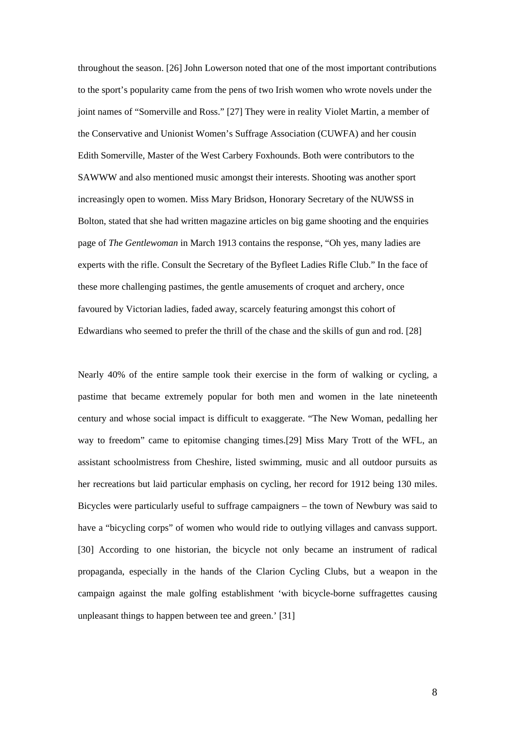throughout the season. [26] John Lowerson noted that one of the most important contributions to the sport's popularity came from the pens of two Irish women who wrote novels under the joint names of "Somerville and Ross." [27] They were in reality Violet Martin, a member of the Conservative and Unionist Women's Suffrage Association (CUWFA) and her cousin Edith Somerville, Master of the West Carbery Foxhounds. Both were contributors to the SAWWW and also mentioned music amongst their interests. Shooting was another sport increasingly open to women. Miss Mary Bridson, Honorary Secretary of the NUWSS in Bolton, stated that she had written magazine articles on big game shooting and the enquiries page of *The Gentlewoman* in March 1913 contains the response, "Oh yes, many ladies are experts with the rifle. Consult the Secretary of the Byfleet Ladies Rifle Club." In the face of these more challenging pastimes, the gentle amusements of croquet and archery, once favoured by Victorian ladies, faded away, scarcely featuring amongst this cohort of Edwardians who seemed to prefer the thrill of the chase and the skills of gun and rod. [28]

Nearly 40% of the entire sample took their exercise in the form of walking or cycling, a pastime that became extremely popular for both men and women in the late nineteenth century and whose social impact is difficult to exaggerate. "The New Woman, pedalling her way to freedom" came to epitomise changing times.[29] Miss Mary Trott of the WFL, an assistant schoolmistress from Cheshire, listed swimming, music and all outdoor pursuits as her recreations but laid particular emphasis on cycling, her record for 1912 being 130 miles. Bicycles were particularly useful to suffrage campaigners – the town of Newbury was said to have a "bicycling corps" of women who would ride to outlying villages and canvass support. [30] According to one historian, the bicycle not only became an instrument of radical propaganda, especially in the hands of the Clarion Cycling Clubs, but a weapon in the campaign against the male golfing establishment 'with bicycle-borne suffragettes causing unpleasant things to happen between tee and green.' [31]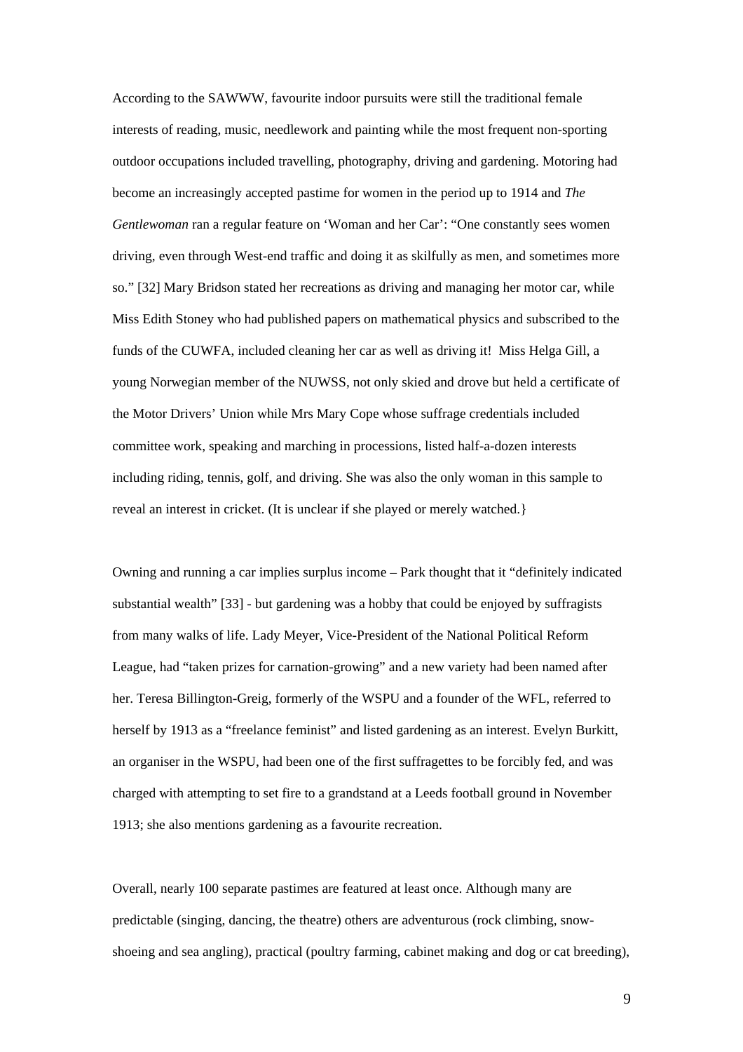According to the SAWWW, favourite indoor pursuits were still the traditional female interests of reading, music, needlework and painting while the most frequent non-sporting outdoor occupations included travelling, photography, driving and gardening. Motoring had become an increasingly accepted pastime for women in the period up to 1914 and *The Gentlewoman* ran a regular feature on 'Woman and her Car': "One constantly sees women driving, even through West-end traffic and doing it as skilfully as men, and sometimes more so." [32] Mary Bridson stated her recreations as driving and managing her motor car, while Miss Edith Stoney who had published papers on mathematical physics and subscribed to the funds of the CUWFA, included cleaning her car as well as driving it! Miss Helga Gill, a young Norwegian member of the NUWSS, not only skied and drove but held a certificate of the Motor Drivers' Union while Mrs Mary Cope whose suffrage credentials included committee work, speaking and marching in processions, listed half-a-dozen interests including riding, tennis, golf, and driving. She was also the only woman in this sample to reveal an interest in cricket. (It is unclear if she played or merely watched.}

Owning and running a car implies surplus income – Park thought that it "definitely indicated substantial wealth" [33] - but gardening was a hobby that could be enjoyed by suffragists from many walks of life. Lady Meyer, Vice-President of the National Political Reform League, had "taken prizes for carnation-growing" and a new variety had been named after her. Teresa Billington-Greig, formerly of the WSPU and a founder of the WFL, referred to herself by 1913 as a "freelance feminist" and listed gardening as an interest. Evelyn Burkitt, an organiser in the WSPU, had been one of the first suffragettes to be forcibly fed, and was charged with attempting to set fire to a grandstand at a Leeds football ground in November 1913; she also mentions gardening as a favourite recreation.

Overall, nearly 100 separate pastimes are featured at least once. Although many are predictable (singing, dancing, the theatre) others are adventurous (rock climbing, snow-shoeing and sea angling), practical (poultry farming, cabinet making and dog or cat breeding),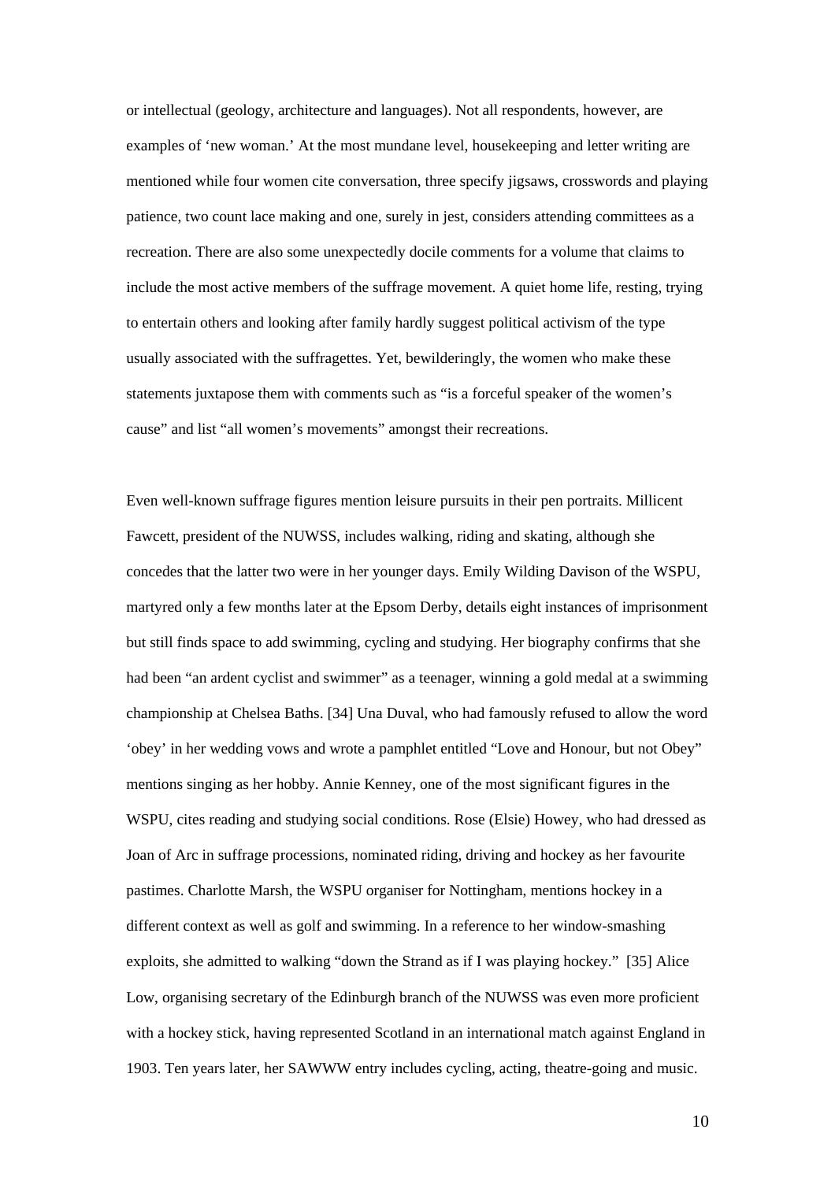or intellectual (geology, architecture and languages). Not all respondents, however, are examples of 'new woman.' At the most mundane level, housekeeping and letter writing are mentioned while four women cite conversation, three specify jigsaws, crosswords and playing patience, two count lace making and one, surely in jest, considers attending committees as a recreation. There are also some unexpectedly docile comments for a volume that claims to include the most active members of the suffrage movement. A quiet home life, resting, trying to entertain others and looking after family hardly suggest political activism of the type usually associated with the suffragettes. Yet, bewilderingly, the women who make these statements juxtapose them with comments such as "is a forceful speaker of the women's cause" and list "all women's movements" amongst their recreations.

Even well-known suffrage figures mention leisure pursuits in their pen portraits. Millicent Fawcett, president of the NUWSS, includes walking, riding and skating, although she concedes that the latter two were in her younger days. Emily Wilding Davison of the WSPU, martyred only a few months later at the Epsom Derby, details eight instances of imprisonment but still finds space to add swimming, cycling and studying. Her biography confirms that she had been "an ardent cyclist and swimmer" as a teenager, winning a gold medal at a swimming championship at Chelsea Baths. [34] Una Duval, who had famously refused to allow the word 'obey' in her wedding vows and wrote a pamphlet entitled "Love and Honour, but not Obey" mentions singing as her hobby. Annie Kenney, one of the most significant figures in the WSPU, cites reading and studying social conditions. Rose (Elsie) Howey, who had dressed as Joan of Arc in suffrage processions, nominated riding, driving and hockey as her favourite pastimes. Charlotte Marsh, the WSPU organiser for Nottingham, mentions hockey in a different context as well as golf and swimming. In a reference to her window-smashing exploits, she admitted to walking "down the Strand as if I was playing hockey." [35] Alice Low, organising secretary of the Edinburgh branch of the NUWSS was even more proficient with a hockey stick, having represented Scotland in an international match against England in 1903. Ten years later, her SAWWW entry includes cycling, acting, theatre-going and music.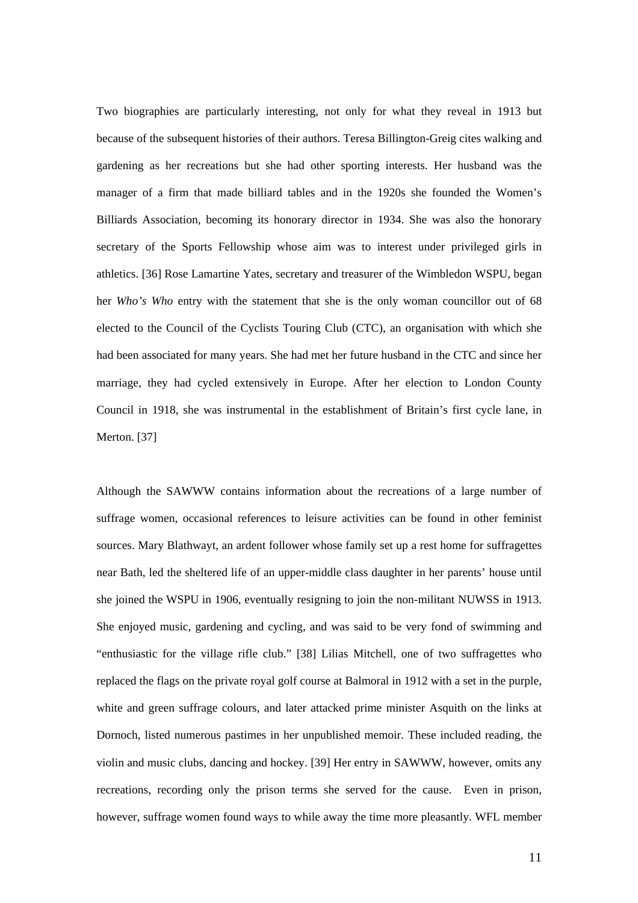Two biographies are particularly interesting, not only for what they reveal in 1913 but because of the subsequent histories of their authors. Teresa Billington-Greig cites walking and gardening as her recreations but she had other sporting interests. Her husband was the manager of a firm that made billiard tables and in the 1920s she founded the Women's Billiards Association, becoming its honorary director in 1934. She was also the honorary secretary of the Sports Fellowship whose aim was to interest under privileged girls in athletics. [36] Rose Lamartine Yates, secretary and treasurer of the Wimbledon WSPU, began her *Who's Who* entry with the statement that she is the only woman councillor out of 68 elected to the Council of the Cyclists Touring Club (CTC), an organisation with which she had been associated for many years. She had met her future husband in the CTC and since her marriage, they had cycled extensively in Europe. After her election to London County Council in 1918, she was instrumental in the establishment of Britain's first cycle lane, in Merton. [37]

Although the SAWWW contains information about the recreations of a large number of suffrage women, occasional references to leisure activities can be found in other feminist sources. Mary Blathwayt, an ardent follower whose family set up a rest home for suffragettes near Bath, led the sheltered life of an upper-middle class daughter in her parents' house until she joined the WSPU in 1906, eventually resigning to join the non-militant NUWSS in 1913. She enjoyed music, gardening and cycling, and was said to be very fond of swimming and "enthusiastic for the village rifle club." [38] Lilias Mitchell, one of two suffragettes who replaced the flags on the private royal golf course at Balmoral in 1912 with a set in the purple, white and green suffrage colours, and later attacked prime minister Asquith on the links at Dornoch, listed numerous pastimes in her unpublished memoir. These included reading, the violin and music clubs, dancing and hockey. [39] Her entry in SAWWW, however, omits any recreations, recording only the prison terms she served for the cause. Even in prison, however, suffrage women found ways to while away the time more pleasantly. WFL member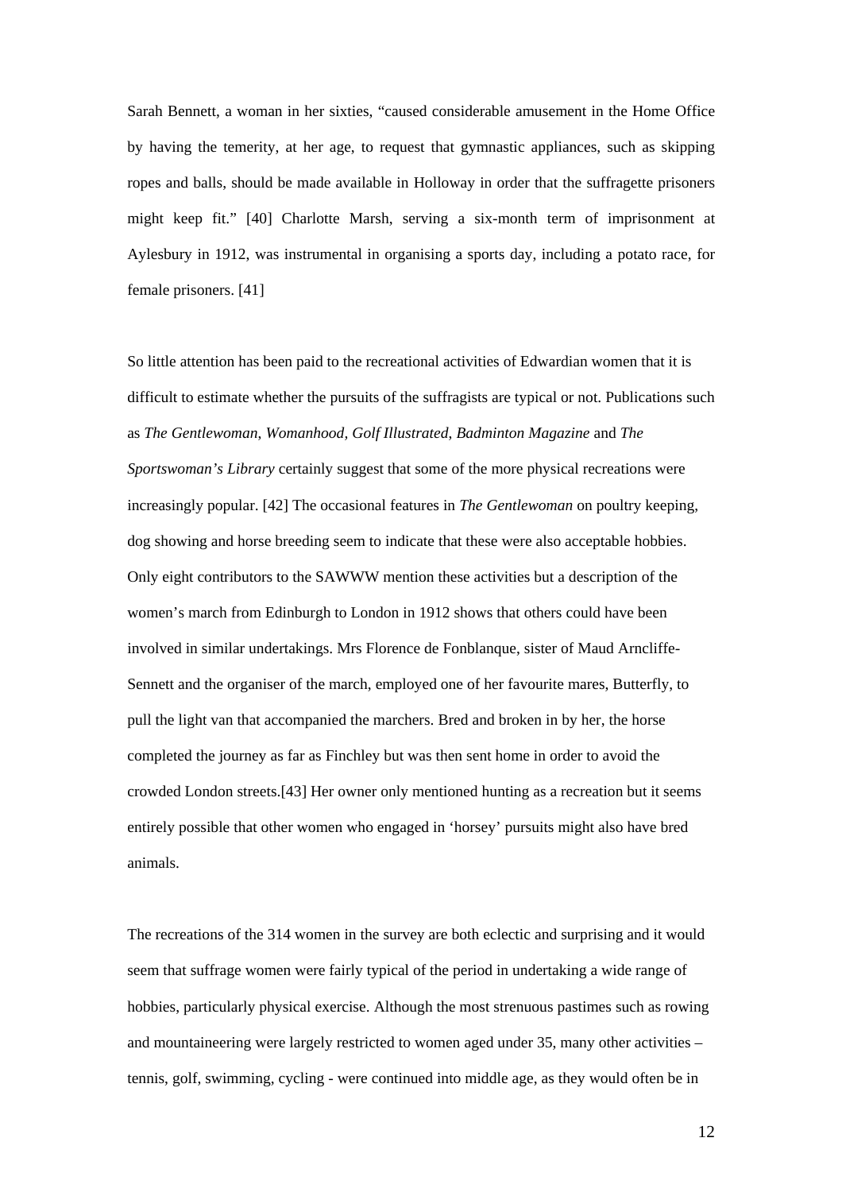Sarah Bennett, a woman in her sixties, “caused considerable amusement in the Home Office by having the temerity, at her age, to request that gymnastic appliances, such as skipping ropes and balls, should be made available in Holloway in order that the suffragette prisoners might keep fit.” [40] Charlotte Marsh, serving a six-month term of imprisonment at Aylesbury in 1912, was instrumental in organising a sports day, including a potato race, for female prisoners. [41]

So little attention has been paid to the recreational activities of Edwardian women that it is difficult to estimate whether the pursuits of the suffragists are typical or not. Publications such as *The Gentlewoman*, *Womanhood*, *Golf Illustrated*, *Badminton Magazine* and *The Sportswoman’s Library* certainly suggest that some of the more physical recreations were increasingly popular. [42] The occasional features in *The Gentlewoman* on poultry keeping, dog showing and horse breeding seem to indicate that these were also acceptable hobbies. Only eight contributors to the SAWWW mention these activities but a description of the women’s march from Edinburgh to London in 1912 shows that others could have been involved in similar undertakings. Mrs Florence de Fonblanque, sister of Maud Arncliffe-Sennett and the organiser of the march, employed one of her favourite mares, Butterfly, to pull the light van that accompanied the marchers. Bred and broken in by her, the horse completed the journey as far as Finchley but was then sent home in order to avoid the crowded London streets.[43] Her owner only mentioned hunting as a recreation but it seems entirely possible that other women who engaged in ‘horsey’ pursuits might also have bred animals.

The recreations of the 314 women in the survey are both eclectic and surprising and it would seem that suffrage women were fairly typical of the period in undertaking a wide range of hobbies, particularly physical exercise. Although the most strenuous pastimes such as rowing and mountaineering were largely restricted to women aged under 35, many other activities – tennis, golf, swimming, cycling - were continued into middle age, as they would often be in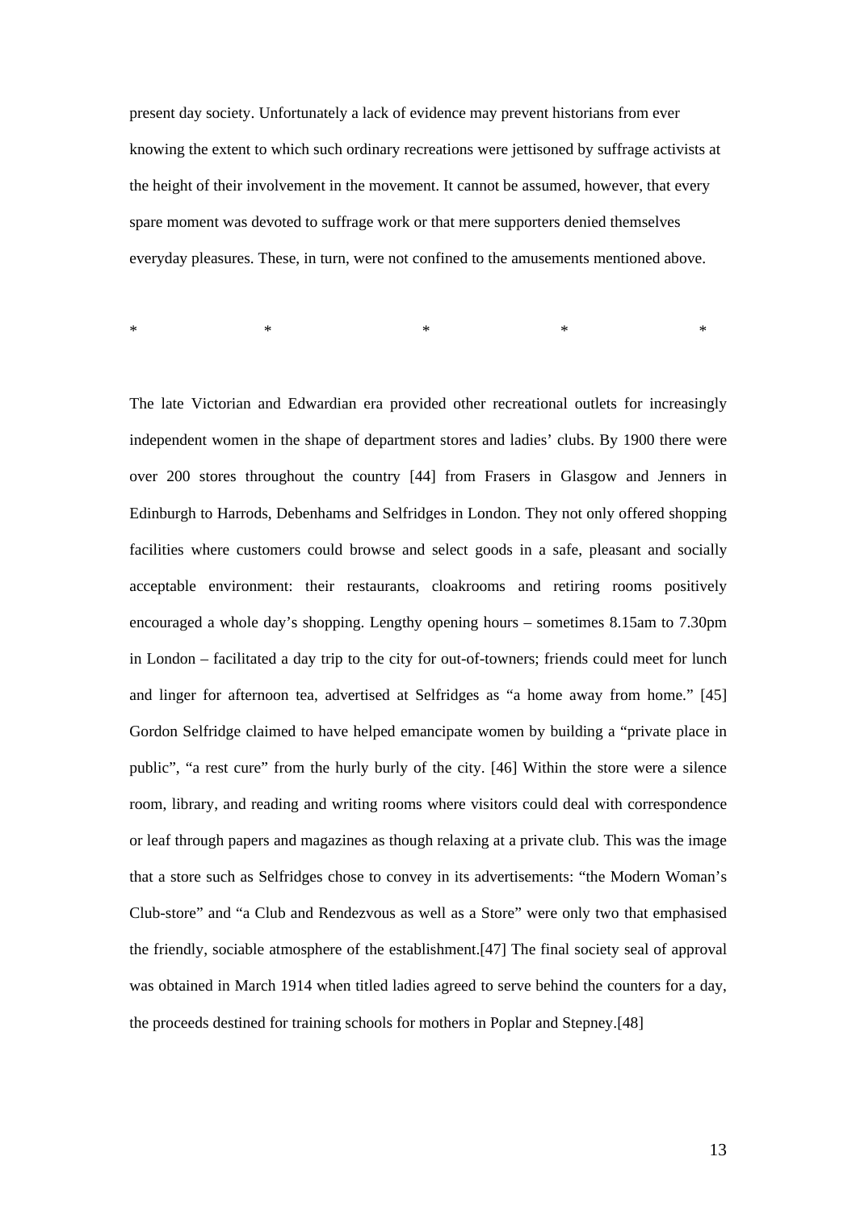present day society. Unfortunately a lack of evidence may prevent historians from ever knowing the extent to which such ordinary recreations were jettisoned by suffrage activists at the height of their involvement in the movement. It cannot be assumed, however, that every spare moment was devoted to suffrage work or that mere supporters denied themselves everyday pleasures. These, in turn, were not confined to the amusements mentioned above.

\*                    \*                    \*                    \*                    \*

The late Victorian and Edwardian era provided other recreational outlets for increasingly independent women in the shape of department stores and ladies' clubs. By 1900 there were over 200 stores throughout the country [44] from Frasers in Glasgow and Jenners in Edinburgh to Harrods, Debenhams and Selfridges in London. They not only offered shopping facilities where customers could browse and select goods in a safe, pleasant and socially acceptable environment: their restaurants, cloakrooms and retiring rooms positively encouraged a whole day's shopping. Lengthy opening hours – sometimes 8.15am to 7.30pm in London – facilitated a day trip to the city for out-of-towners; friends could meet for lunch and linger for afternoon tea, advertised at Selfridges as "a home away from home." [45] Gordon Selfridge claimed to have helped emancipate women by building a "private place in public", "a rest cure" from the hurly burly of the city. [46] Within the store were a silence room, library, and reading and writing rooms where visitors could deal with correspondence or leaf through papers and magazines as though relaxing at a private club. This was the image that a store such as Selfridges chose to convey in its advertisements: "the Modern Woman's Club-store" and "a Club and Rendezvous as well as a Store" were only two that emphasised the friendly, sociable atmosphere of the establishment.[47] The final society seal of approval was obtained in March 1914 when titled ladies agreed to serve behind the counters for a day, the proceeds destined for training schools for mothers in Poplar and Stepney.[48]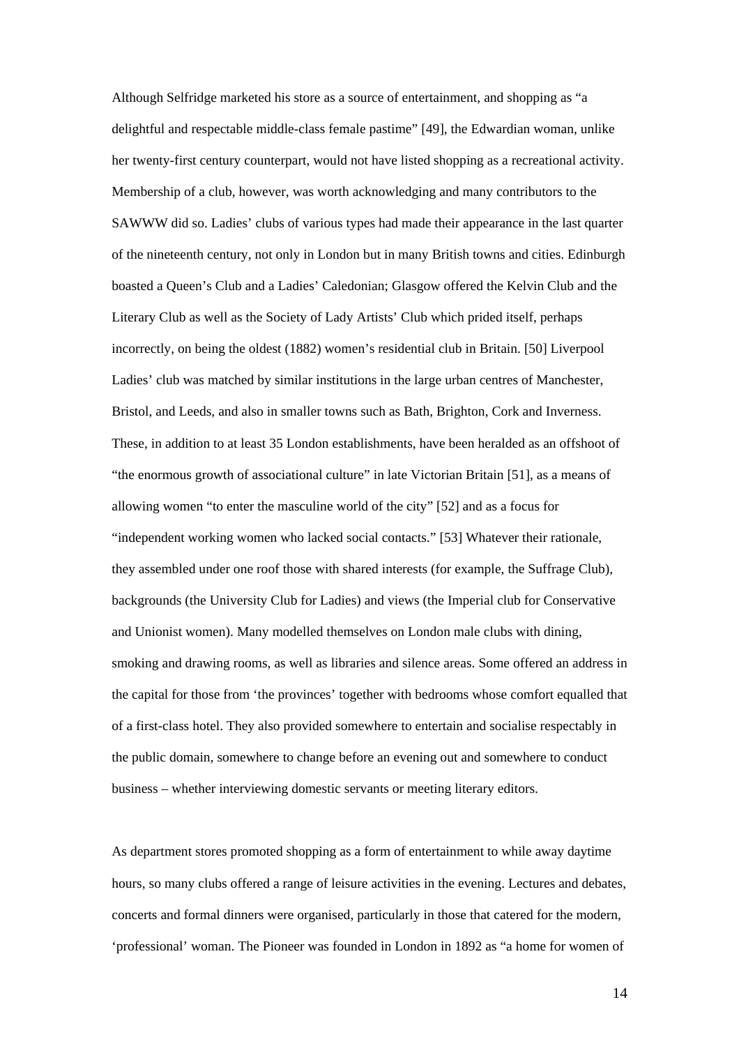Although Selfridge marketed his store as a source of entertainment, and shopping as "a delightful and respectable middle-class female pastime" [49], the Edwardian woman, unlike her twenty-first century counterpart, would not have listed shopping as a recreational activity. Membership of a club, however, was worth acknowledging and many contributors to the SAWWW did so. Ladies' clubs of various types had made their appearance in the last quarter of the nineteenth century, not only in London but in many British towns and cities. Edinburgh boasted a Queen's Club and a Ladies' Caledonian; Glasgow offered the Kelvin Club and the Literary Club as well as the Society of Lady Artists' Club which prided itself, perhaps incorrectly, on being the oldest (1882) women's residential club in Britain. [50] Liverpool Ladies' club was matched by similar institutions in the large urban centres of Manchester, Bristol, and Leeds, and also in smaller towns such as Bath, Brighton, Cork and Inverness. These, in addition to at least 35 London establishments, have been heralded as an offshoot of "the enormous growth of associational culture" in late Victorian Britain [51], as a means of allowing women "to enter the masculine world of the city" [52] and as a focus for "independent working women who lacked social contacts." [53] Whatever their rationale, they assembled under one roof those with shared interests (for example, the Suffrage Club), backgrounds (the University Club for Ladies) and views (the Imperial club for Conservative and Unionist women). Many modelled themselves on London male clubs with dining, smoking and drawing rooms, as well as libraries and silence areas. Some offered an address in the capital for those from 'the provinces' together with bedrooms whose comfort equalled that of a first-class hotel. They also provided somewhere to entertain and socialise respectably in the public domain, somewhere to change before an evening out and somewhere to conduct business – whether interviewing domestic servants or meeting literary editors.

As department stores promoted shopping as a form of entertainment to while away daytime hours, so many clubs offered a range of leisure activities in the evening. Lectures and debates, concerts and formal dinners were organised, particularly in those that catered for the modern, 'professional' woman. The Pioneer was founded in London in 1892 as "a home for women of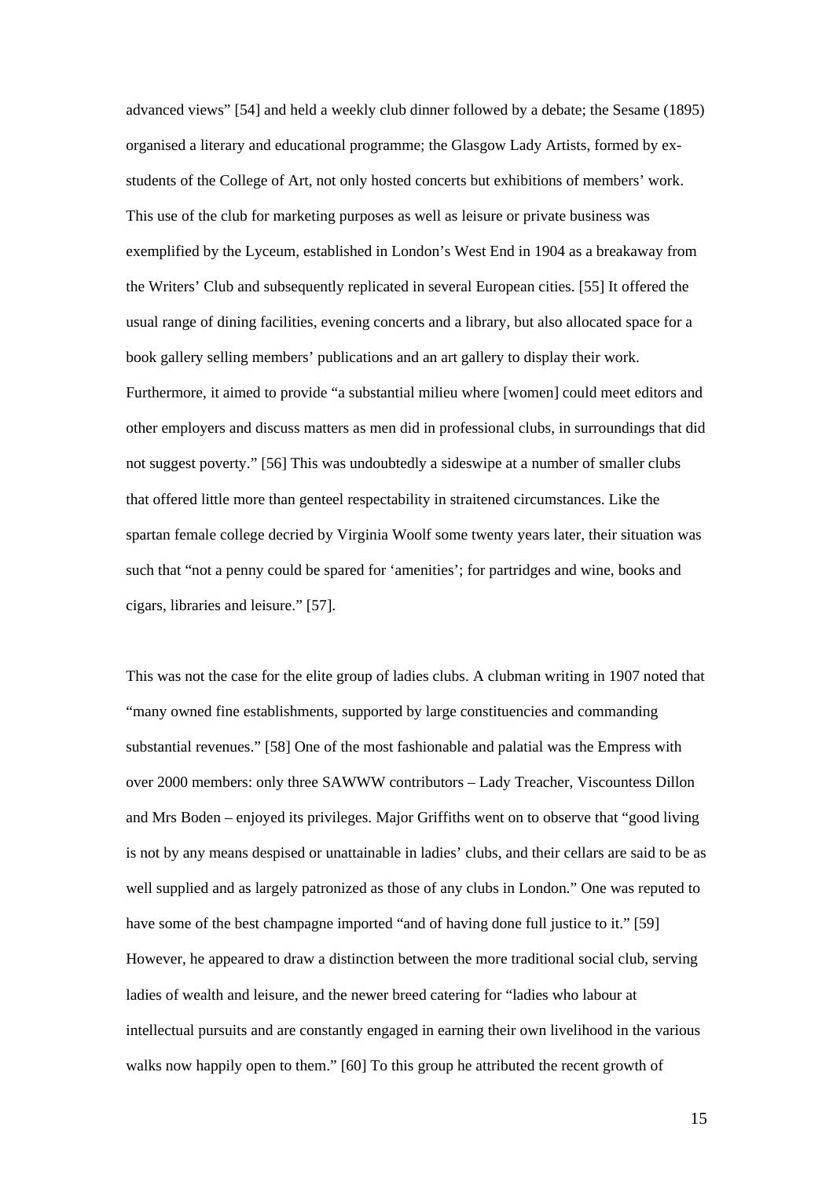advanced views" [54] and held a weekly club dinner followed by a debate; the Sesame (1895) organised a literary and educational programme; the Glasgow Lady Artists, formed by ex-students of the College of Art, not only hosted concerts but exhibitions of members' work. This use of the club for marketing purposes as well as leisure or private business was exemplified by the Lyceum, established in London's West End in 1904 as a breakaway from the Writers' Club and subsequently replicated in several European cities. [55] It offered the usual range of dining facilities, evening concerts and a library, but also allocated space for a book gallery selling members' publications and an art gallery to display their work. Furthermore, it aimed to provide "a substantial milieu where [women] could meet editors and other employers and discuss matters as men did in professional clubs, in surroundings that did not suggest poverty." [56] This was undoubtedly a sideswipe at a number of smaller clubs that offered little more than genteel respectability in straitened circumstances. Like the spartan female college decried by Virginia Woolf some twenty years later, their situation was such that "not a penny could be spared for 'amenities'; for partridges and wine, books and cigars, libraries and leisure." [57].

This was not the case for the elite group of ladies clubs. A clubman writing in 1907 noted that "many owned fine establishments, supported by large constituencies and commanding substantial revenues." [58] One of the most fashionable and palatial was the Empress with over 2000 members: only three SAWWW contributors – Lady Treacher, Viscountess Dillon and Mrs Boden – enjoyed its privileges. Major Griffiths went on to observe that "good living is not by any means despised or unattainable in ladies' clubs, and their cellars are said to be as well supplied and as largely patronized as those of any clubs in London." One was reputed to have some of the best champagne imported "and of having done full justice to it." [59] However, he appeared to draw a distinction between the more traditional social club, serving ladies of wealth and leisure, and the newer breed catering for "ladies who labour at intellectual pursuits and are constantly engaged in earning their own livelihood in the various walks now happily open to them." [60] To this group he attributed the recent growth of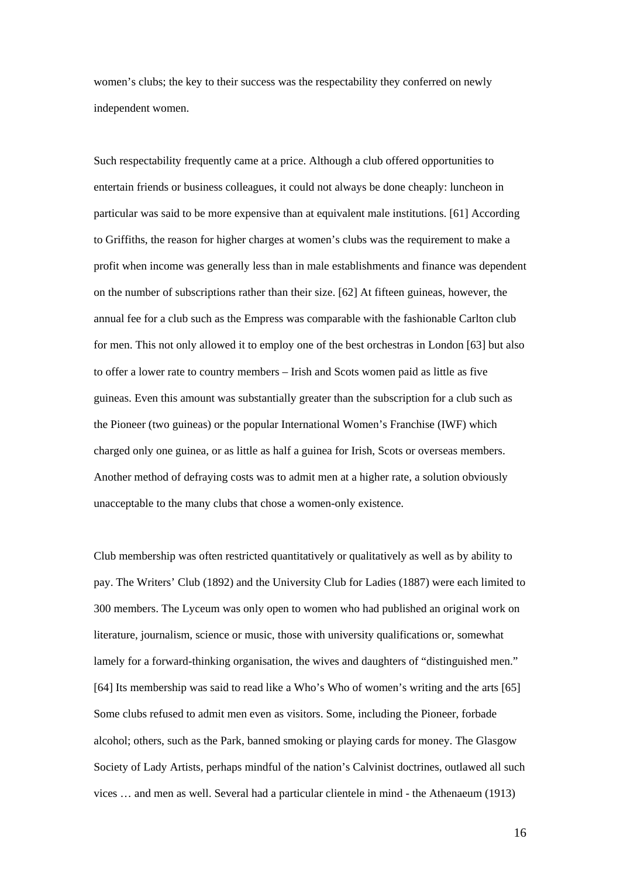women's clubs; the key to their success was the respectability they conferred on newly independent women.

Such respectability frequently came at a price. Although a club offered opportunities to entertain friends or business colleagues, it could not always be done cheaply: luncheon in particular was said to be more expensive than at equivalent male institutions. [61] According to Griffiths, the reason for higher charges at women's clubs was the requirement to make a profit when income was generally less than in male establishments and finance was dependent on the number of subscriptions rather than their size. [62] At fifteen guineas, however, the annual fee for a club such as the Empress was comparable with the fashionable Carlton club for men. This not only allowed it to employ one of the best orchestras in London [63] but also to offer a lower rate to country members – Irish and Scots women paid as little as five guineas. Even this amount was substantially greater than the subscription for a club such as the Pioneer (two guineas) or the popular International Women's Franchise (IWF) which charged only one guinea, or as little as half a guinea for Irish, Scots or overseas members. Another method of defraying costs was to admit men at a higher rate, a solution obviously unacceptable to the many clubs that chose a women-only existence.

Club membership was often restricted quantitatively or qualitatively as well as by ability to pay. The Writers' Club (1892) and the University Club for Ladies (1887) were each limited to 300 members. The Lyceum was only open to women who had published an original work on literature, journalism, science or music, those with university qualifications or, somewhat lamely for a forward-thinking organisation, the wives and daughters of "distinguished men." [64] Its membership was said to read like a Who's Who of women's writing and the arts [65] Some clubs refused to admit men even as visitors. Some, including the Pioneer, forbade alcohol; others, such as the Park, banned smoking or playing cards for money. The Glasgow Society of Lady Artists, perhaps mindful of the nation's Calvinist doctrines, outlawed all such vices … and men as well. Several had a particular clientele in mind - the Athenaeum (1913)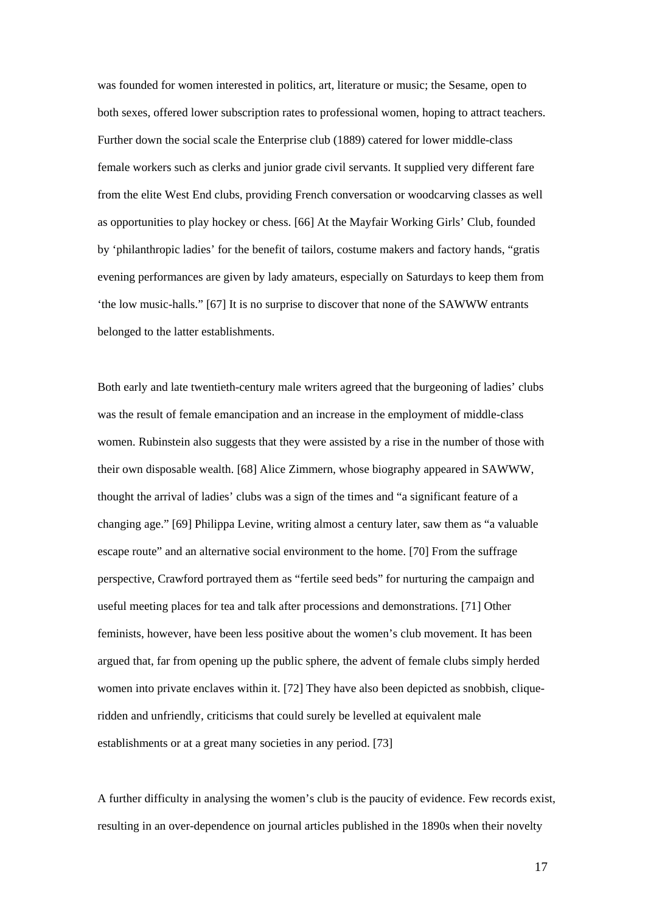was founded for women interested in politics, art, literature or music; the Sesame, open to both sexes, offered lower subscription rates to professional women, hoping to attract teachers. Further down the social scale the Enterprise club (1889) catered for lower middle-class female workers such as clerks and junior grade civil servants. It supplied very different fare from the elite West End clubs, providing French conversation or woodcarving classes as well as opportunities to play hockey or chess. [66] At the Mayfair Working Girls' Club, founded by 'philanthropic ladies' for the benefit of tailors, costume makers and factory hands, "gratis evening performances are given by lady amateurs, especially on Saturdays to keep them from 'the low music-halls." [67] It is no surprise to discover that none of the SAWWW entrants belonged to the latter establishments.

Both early and late twentieth-century male writers agreed that the burgeoning of ladies' clubs was the result of female emancipation and an increase in the employment of middle-class women. Rubinstein also suggests that they were assisted by a rise in the number of those with their own disposable wealth. [68] Alice Zimmern, whose biography appeared in SAWWW, thought the arrival of ladies' clubs was a sign of the times and "a significant feature of a changing age." [69] Philippa Levine, writing almost a century later, saw them as "a valuable escape route" and an alternative social environment to the home. [70] From the suffrage perspective, Crawford portrayed them as "fertile seed beds" for nurturing the campaign and useful meeting places for tea and talk after processions and demonstrations. [71] Other feminists, however, have been less positive about the women's club movement. It has been argued that, far from opening up the public sphere, the advent of female clubs simply herded women into private enclaves within it. [72] They have also been depicted as snobbish, clique-ridden and unfriendly, criticisms that could surely be levelled at equivalent male establishments or at a great many societies in any period. [73]

A further difficulty in analysing the women's club is the paucity of evidence. Few records exist, resulting in an over-dependence on journal articles published in the 1890s when their novelty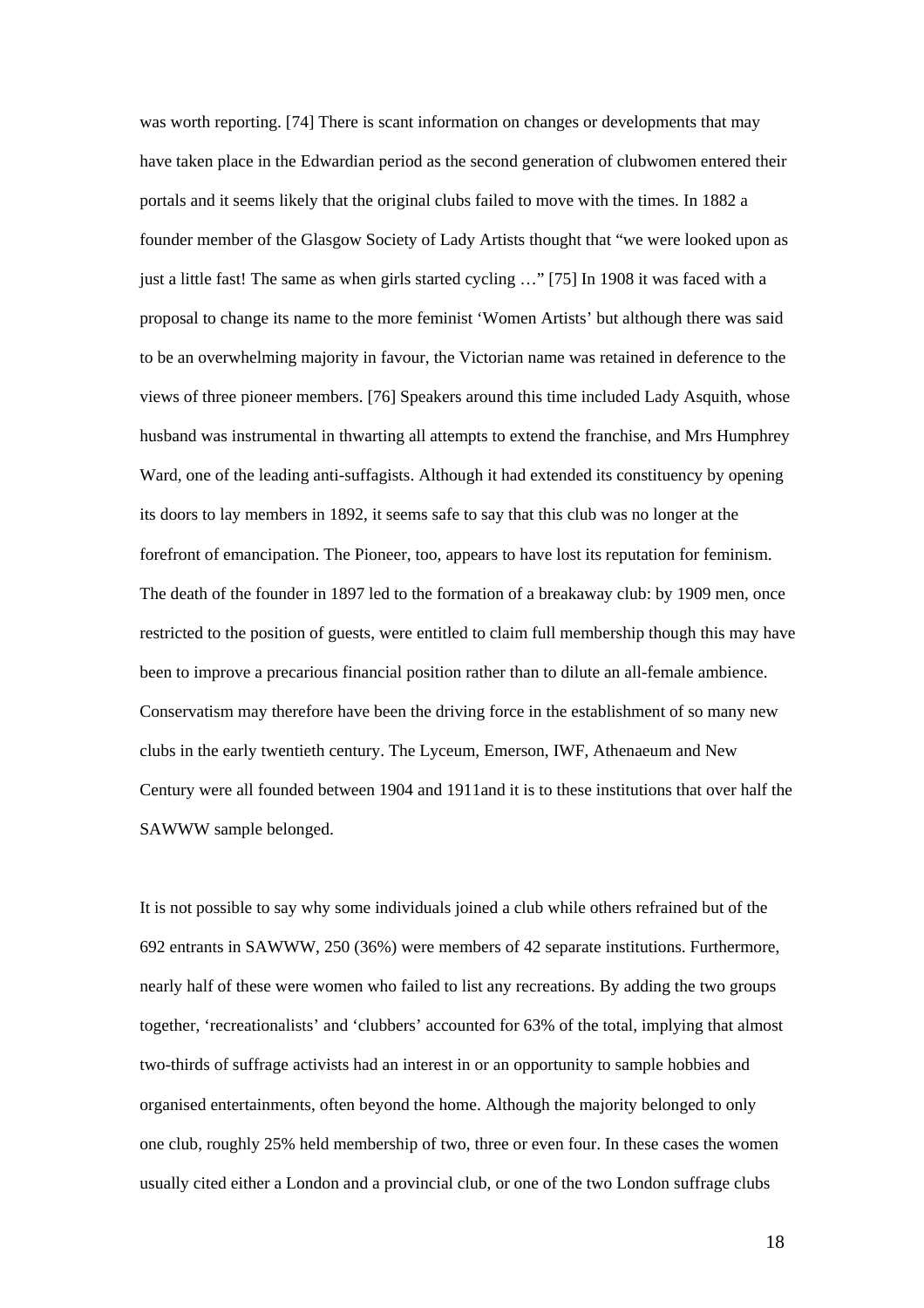was worth reporting. [74] There is scant information on changes or developments that may have taken place in the Edwardian period as the second generation of clubwomen entered their portals and it seems likely that the original clubs failed to move with the times. In 1882 a founder member of the Glasgow Society of Lady Artists thought that "we were looked upon as just a little fast! The same as when girls started cycling …" [75] In 1908 it was faced with a proposal to change its name to the more feminist 'Women Artists' but although there was said to be an overwhelming majority in favour, the Victorian name was retained in deference to the views of three pioneer members. [76] Speakers around this time included Lady Asquith, whose husband was instrumental in thwarting all attempts to extend the franchise, and Mrs Humphrey Ward, one of the leading anti-suffagists. Although it had extended its constituency by opening its doors to lay members in 1892, it seems safe to say that this club was no longer at the forefront of emancipation. The Pioneer, too, appears to have lost its reputation for feminism. The death of the founder in 1897 led to the formation of a breakaway club: by 1909 men, once restricted to the position of guests, were entitled to claim full membership though this may have been to improve a precarious financial position rather than to dilute an all-female ambience. Conservatism may therefore have been the driving force in the establishment of so many new clubs in the early twentieth century. The Lyceum, Emerson, IWF, Athenaeum and New Century were all founded between 1904 and 1911and it is to these institutions that over half the SAWWW sample belonged.

It is not possible to say why some individuals joined a club while others refrained but of the 692 entrants in SAWWW, 250 (36%) were members of 42 separate institutions. Furthermore, nearly half of these were women who failed to list any recreations. By adding the two groups together, 'recreationalists' and 'clubbers' accounted for 63% of the total, implying that almost two-thirds of suffrage activists had an interest in or an opportunity to sample hobbies and organised entertainments, often beyond the home. Although the majority belonged to only one club, roughly 25% held membership of two, three or even four. In these cases the women usually cited either a London and a provincial club, or one of the two London suffrage clubs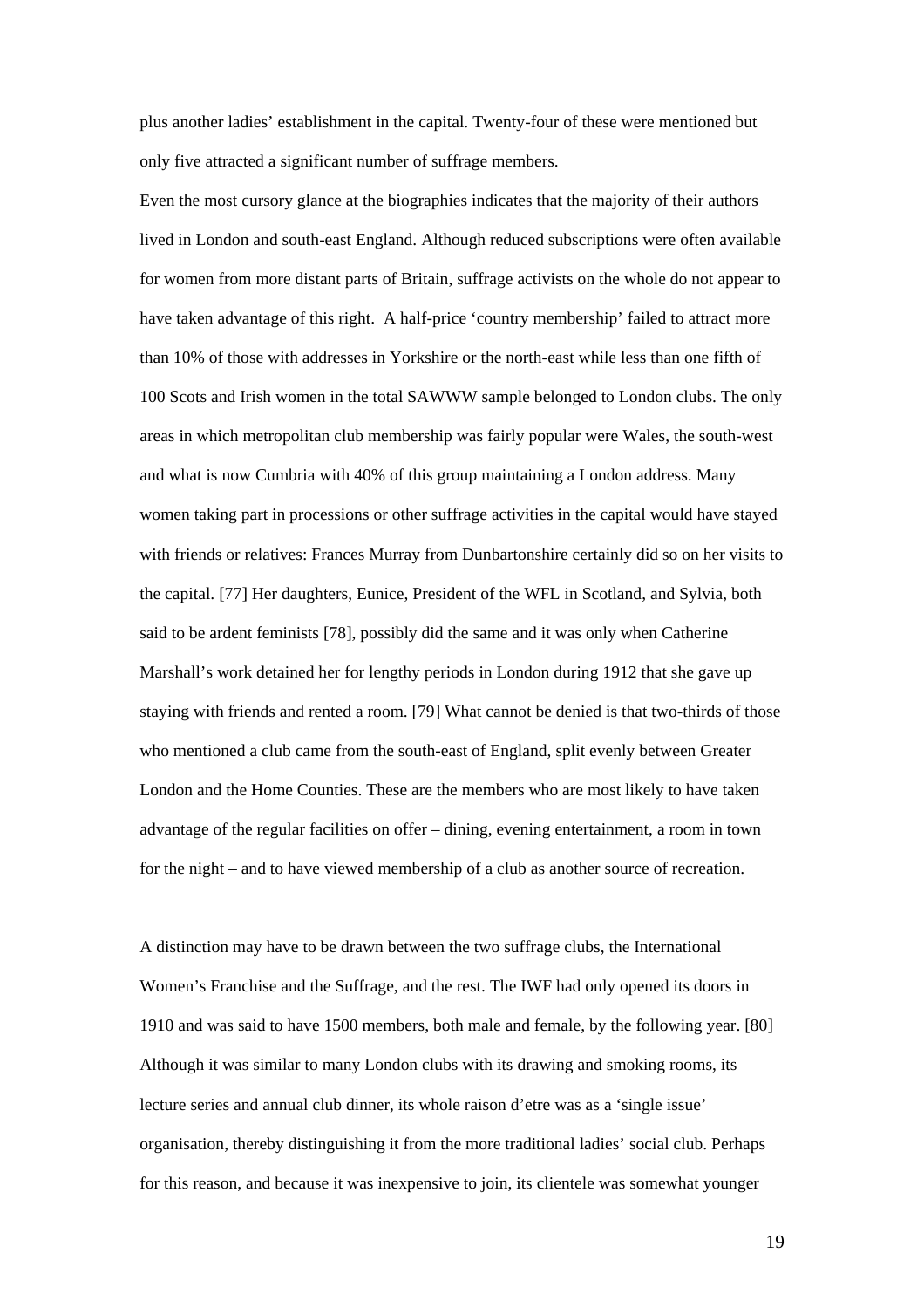plus another ladies' establishment in the capital. Twenty-four of these were mentioned but only five attracted a significant number of suffrage members.

Even the most cursory glance at the biographies indicates that the majority of their authors lived in London and south-east England. Although reduced subscriptions were often available for women from more distant parts of Britain, suffrage activists on the whole do not appear to have taken advantage of this right. A half-price 'country membership' failed to attract more than 10% of those with addresses in Yorkshire or the north-east while less than one fifth of 100 Scots and Irish women in the total SAWWW sample belonged to London clubs. The only areas in which metropolitan club membership was fairly popular were Wales, the south-west and what is now Cumbria with 40% of this group maintaining a London address. Many women taking part in processions or other suffrage activities in the capital would have stayed with friends or relatives: Frances Murray from Dunbartonshire certainly did so on her visits to the capital. [77] Her daughters, Eunice, President of the WFL in Scotland, and Sylvia, both said to be ardent feminists [78], possibly did the same and it was only when Catherine Marshall's work detained her for lengthy periods in London during 1912 that she gave up staying with friends and rented a room. [79] What cannot be denied is that two-thirds of those who mentioned a club came from the south-east of England, split evenly between Greater London and the Home Counties. These are the members who are most likely to have taken advantage of the regular facilities on offer – dining, evening entertainment, a room in town for the night – and to have viewed membership of a club as another source of recreation.

A distinction may have to be drawn between the two suffrage clubs, the International Women's Franchise and the Suffrage, and the rest. The IWF had only opened its doors in 1910 and was said to have 1500 members, both male and female, by the following year. [80] Although it was similar to many London clubs with its drawing and smoking rooms, its lecture series and annual club dinner, its whole raison d'etre was as a 'single issue' organisation, thereby distinguishing it from the more traditional ladies' social club. Perhaps for this reason, and because it was inexpensive to join, its clientele was somewhat younger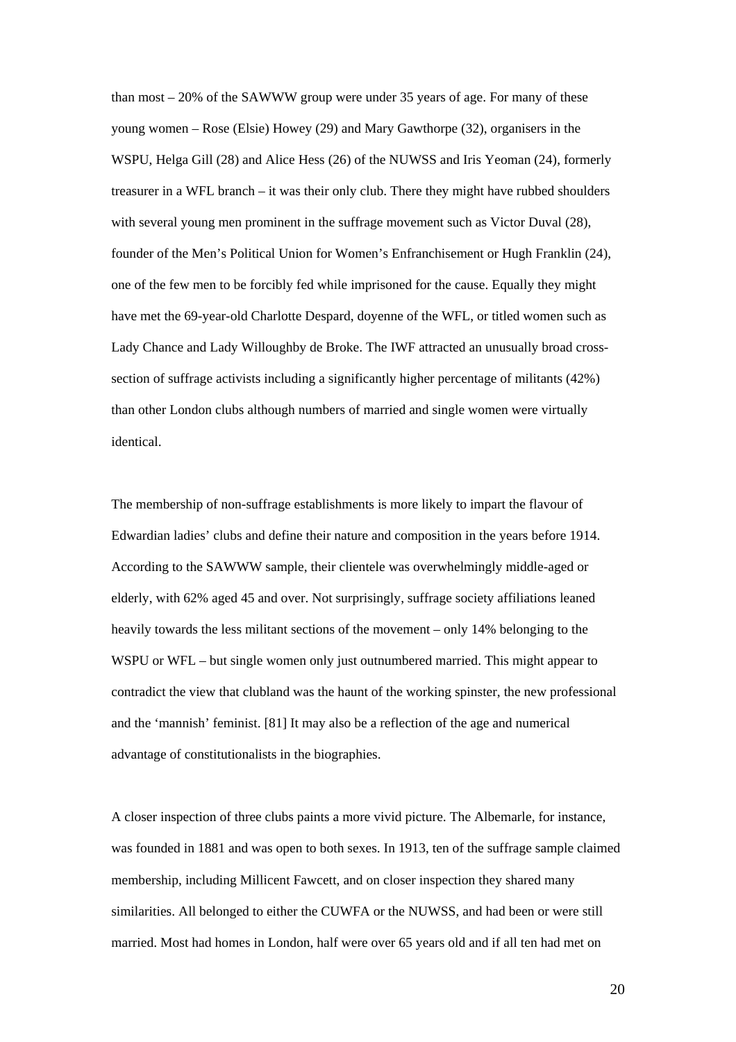than most – 20% of the SAWWW group were under 35 years of age. For many of these young women – Rose (Elsie) Howey (29) and Mary Gawthorpe (32), organisers in the WSPU, Helga Gill (28) and Alice Hess (26) of the NUWSS and Iris Yeoman (24), formerly treasurer in a WFL branch – it was their only club. There they might have rubbed shoulders with several young men prominent in the suffrage movement such as Victor Duval (28), founder of the Men's Political Union for Women's Enfranchisement or Hugh Franklin (24), one of the few men to be forcibly fed while imprisoned for the cause. Equally they might have met the 69-year-old Charlotte Despard, doyenne of the WFL, or titled women such as Lady Chance and Lady Willoughby de Broke. The IWF attracted an unusually broad cross-section of suffrage activists including a significantly higher percentage of militants (42%) than other London clubs although numbers of married and single women were virtually identical.

The membership of non-suffrage establishments is more likely to impart the flavour of Edwardian ladies' clubs and define their nature and composition in the years before 1914. According to the SAWWW sample, their clientele was overwhelmingly middle-aged or elderly, with 62% aged 45 and over. Not surprisingly, suffrage society affiliations leaned heavily towards the less militant sections of the movement – only 14% belonging to the WSPU or WFL – but single women only just outnumbered married. This might appear to contradict the view that clubland was the haunt of the working spinster, the new professional and the 'mannish' feminist. [81] It may also be a reflection of the age and numerical advantage of constitutionalists in the biographies.

A closer inspection of three clubs paints a more vivid picture. The Albemarle, for instance, was founded in 1881 and was open to both sexes. In 1913, ten of the suffrage sample claimed membership, including Millicent Fawcett, and on closer inspection they shared many similarities. All belonged to either the CUWFA or the NUWSS, and had been or were still married. Most had homes in London, half were over 65 years old and if all ten had met on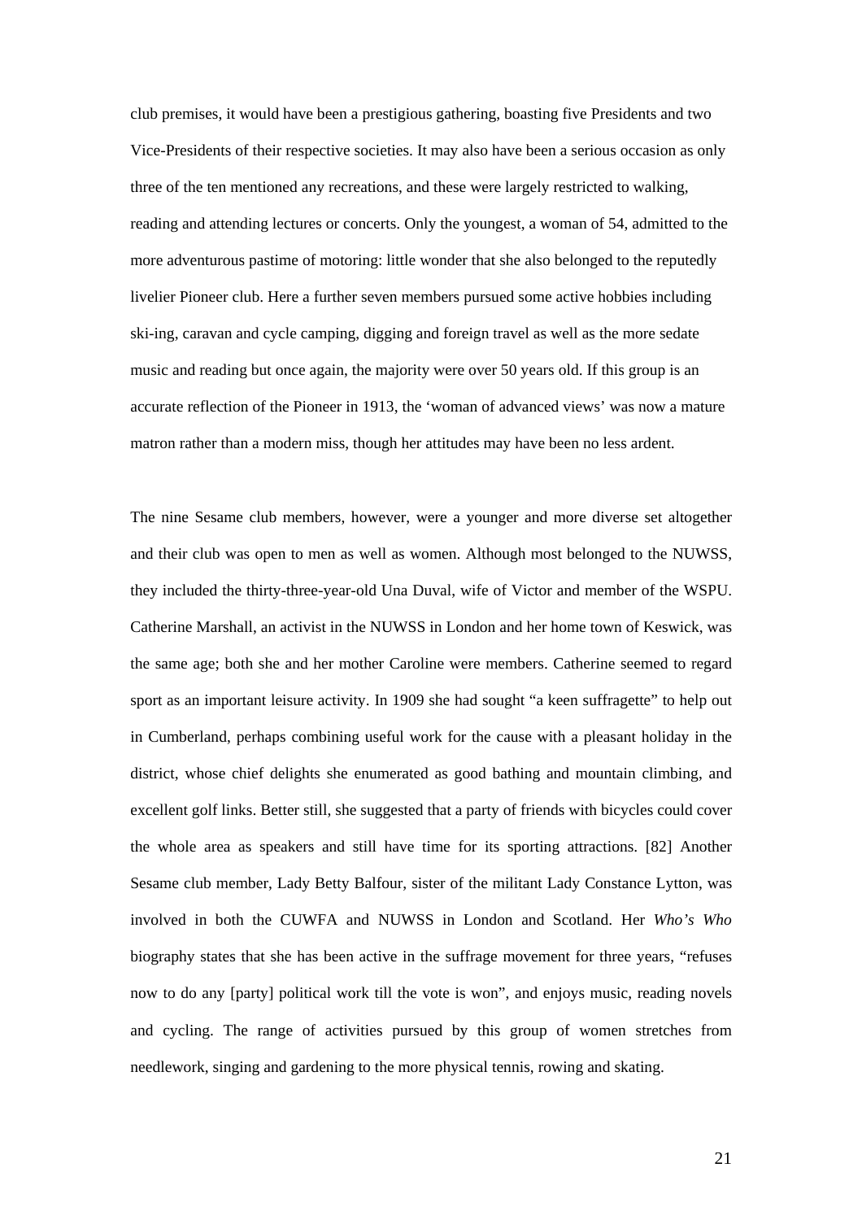club premises, it would have been a prestigious gathering, boasting five Presidents and two Vice-Presidents of their respective societies. It may also have been a serious occasion as only three of the ten mentioned any recreations, and these were largely restricted to walking, reading and attending lectures or concerts. Only the youngest, a woman of 54, admitted to the more adventurous pastime of motoring: little wonder that she also belonged to the reputedly livelier Pioneer club. Here a further seven members pursued some active hobbies including ski-ing, caravan and cycle camping, digging and foreign travel as well as the more sedate music and reading but once again, the majority were over 50 years old. If this group is an accurate reflection of the Pioneer in 1913, the 'woman of advanced views' was now a mature matron rather than a modern miss, though her attitudes may have been no less ardent.

The nine Sesame club members, however, were a younger and more diverse set altogether and their club was open to men as well as women. Although most belonged to the NUWSS, they included the thirty-three-year-old Una Duval, wife of Victor and member of the WSPU. Catherine Marshall, an activist in the NUWSS in London and her home town of Keswick, was the same age; both she and her mother Caroline were members. Catherine seemed to regard sport as an important leisure activity. In 1909 she had sought "a keen suffragette" to help out in Cumberland, perhaps combining useful work for the cause with a pleasant holiday in the district, whose chief delights she enumerated as good bathing and mountain climbing, and excellent golf links. Better still, she suggested that a party of friends with bicycles could cover the whole area as speakers and still have time for its sporting attractions. [82] Another Sesame club member, Lady Betty Balfour, sister of the militant Lady Constance Lytton, was involved in both the CUWFA and NUWSS in London and Scotland. Her *Who's Who* biography states that she has been active in the suffrage movement for three years, "refuses now to do any [party] political work till the vote is won", and enjoys music, reading novels and cycling. The range of activities pursued by this group of women stretches from needlework, singing and gardening to the more physical tennis, rowing and skating.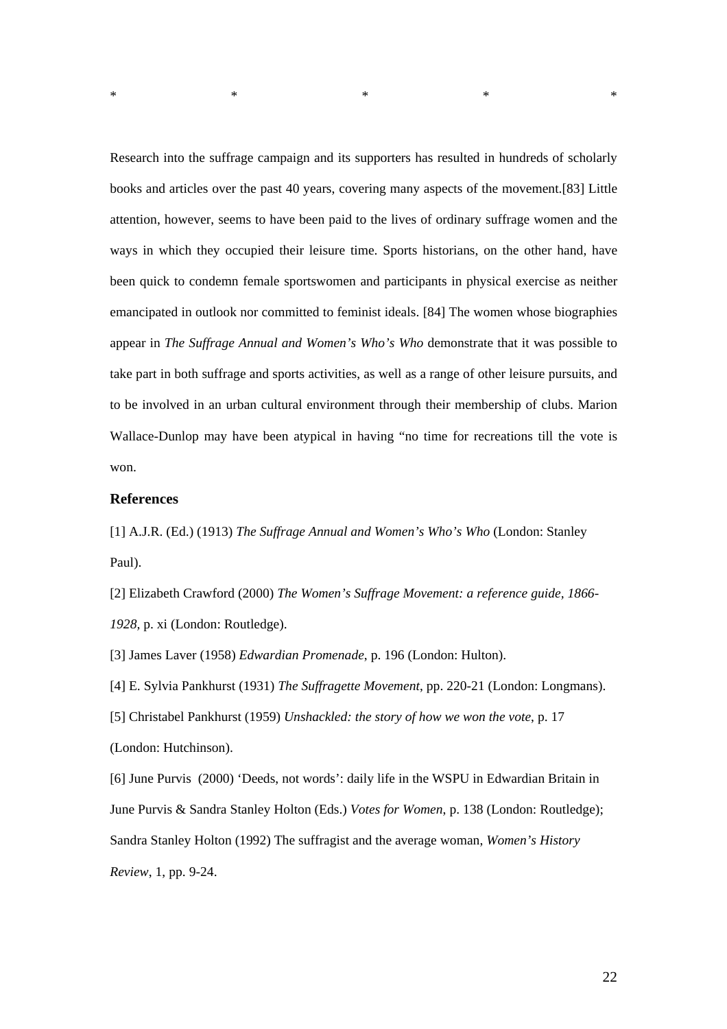\*                    \*                    \*                    \*                    \*

Research into the suffrage campaign and its supporters has resulted in hundreds of scholarly books and articles over the past 40 years, covering many aspects of the movement.[83] Little attention, however, seems to have been paid to the lives of ordinary suffrage women and the ways in which they occupied their leisure time. Sports historians, on the other hand, have been quick to condemn female sportswomen and participants in physical exercise as neither emancipated in outlook nor committed to feminist ideals. [84] The women whose biographies appear in *The Suffrage Annual and Women's Who's Who* demonstrate that it was possible to take part in both suffrage and sports activities, as well as a range of other leisure pursuits, and to be involved in an urban cultural environment through their membership of clubs. Marion Wallace-Dunlop may have been atypical in having "no time for recreations till the vote is won.

## References

[1] A.J.R. (Ed.) (1913) *The Suffrage Annual and Women's Who's Who* (London: Stanley Paul).

[2] Elizabeth Crawford (2000) *The Women's Suffrage Movement: a reference guide, 1866-1928,* p. xi (London: Routledge).

[3] James Laver (1958) *Edwardian Promenade*, p. 196 (London: Hulton).

[4] E. Sylvia Pankhurst (1931) *The Suffragette Movement*, pp. 220-21 (London: Longmans).

[5] Christabel Pankhurst (1959) *Unshackled: the story of how we won the vote*, p. 17 (London: Hutchinson).

[6] June Purvis (2000) 'Deeds, not words': daily life in the WSPU in Edwardian Britain in June Purvis & Sandra Stanley Holton (Eds.) *Votes for Women*, p. 138 (London: Routledge); Sandra Stanley Holton (1992) The suffragist and the average woman, *Women's History Review*, 1, pp. 9-24.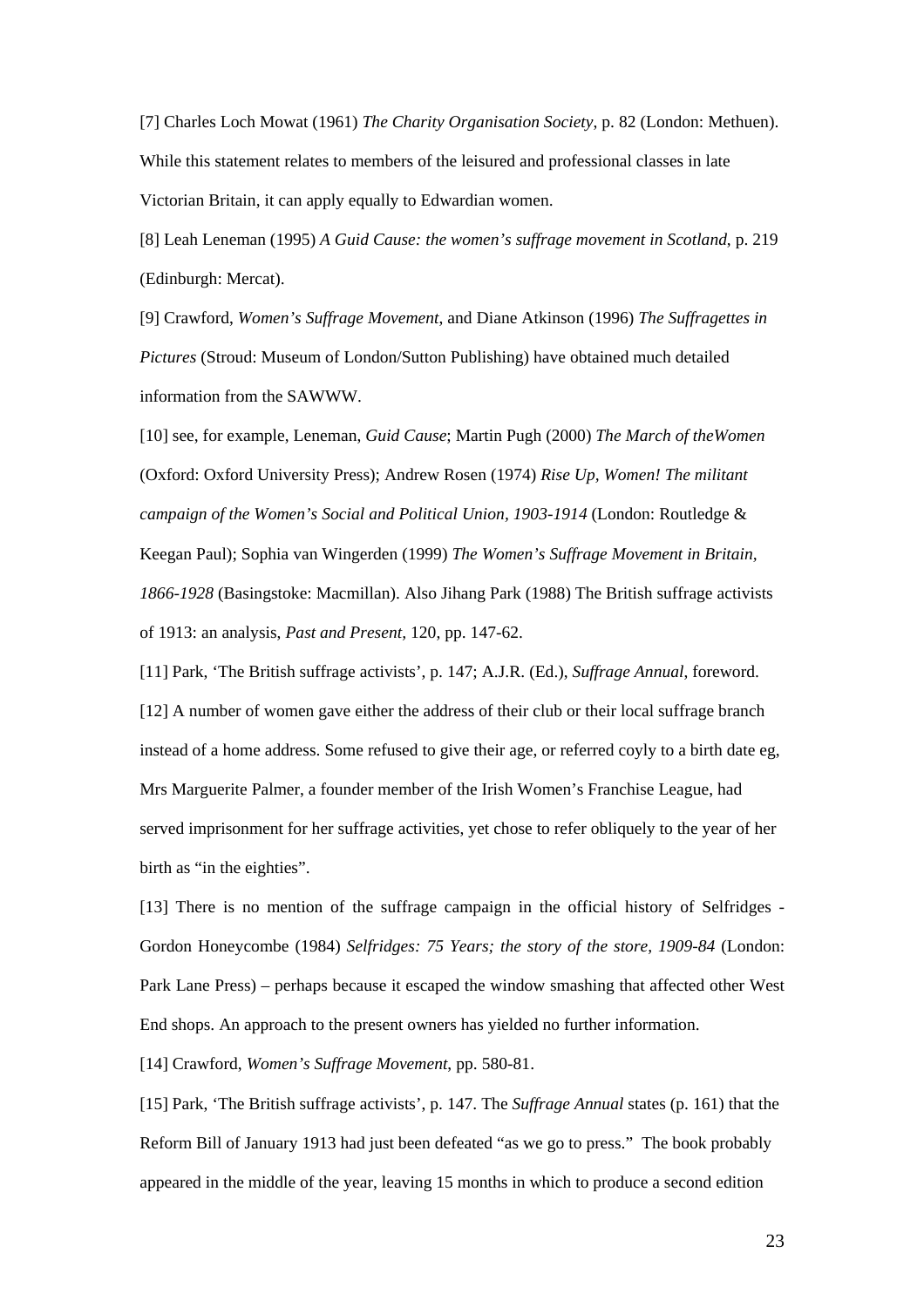[7] Charles Loch Mowat (1961) *The Charity Organisation Society*, p. 82 (London: Methuen). While this statement relates to members of the leisured and professional classes in late Victorian Britain, it can apply equally to Edwardian women.

[8] Leah Leneman (1995) *A Guid Cause: the women's suffrage movement in Scotland*, p. 219 (Edinburgh: Mercat).

[9] Crawford, *Women's Suffrage Movement*, and Diane Atkinson (1996) *The Suffragettes in Pictures* (Stroud: Museum of London/Sutton Publishing) have obtained much detailed information from the SAWWW.

[10] see, for example, Leneman, *Guid Cause*; Martin Pugh (2000) *The March of theWomen* (Oxford: Oxford University Press); Andrew Rosen (1974) *Rise Up, Women! The militant campaign of the Women's Social and Political Union, 1903-1914* (London: Routledge & Keegan Paul); Sophia van Wingerden (1999) *The Women's Suffrage Movement in Britain, 1866-1928* (Basingstoke: Macmillan). Also Jihang Park (1988) The British suffrage activists of 1913: an analysis, *Past and Present*, 120, pp. 147-62.

[11] Park, 'The British suffrage activists', p. 147; A.J.R. (Ed.), *Suffrage Annual*, foreword.

[12] A number of women gave either the address of their club or their local suffrage branch instead of a home address. Some refused to give their age, or referred coyly to a birth date eg, Mrs Marguerite Palmer, a founder member of the Irish Women's Franchise League, had served imprisonment for her suffrage activities, yet chose to refer obliquely to the year of her birth as "in the eighties".

[13] There is no mention of the suffrage campaign in the official history of Selfridges - Gordon Honeycombe (1984) *Selfridges: 75 Years; the story of the store, 1909-84* (London: Park Lane Press) – perhaps because it escaped the window smashing that affected other West End shops. An approach to the present owners has yielded no further information.

[14] Crawford, *Women's Suffrage Movement*, pp. 580-81.

[15] Park, 'The British suffrage activists', p. 147. The *Suffrage Annual* states (p. 161) that the Reform Bill of January 1913 had just been defeated "as we go to press." The book probably appeared in the middle of the year, leaving 15 months in which to produce a second edition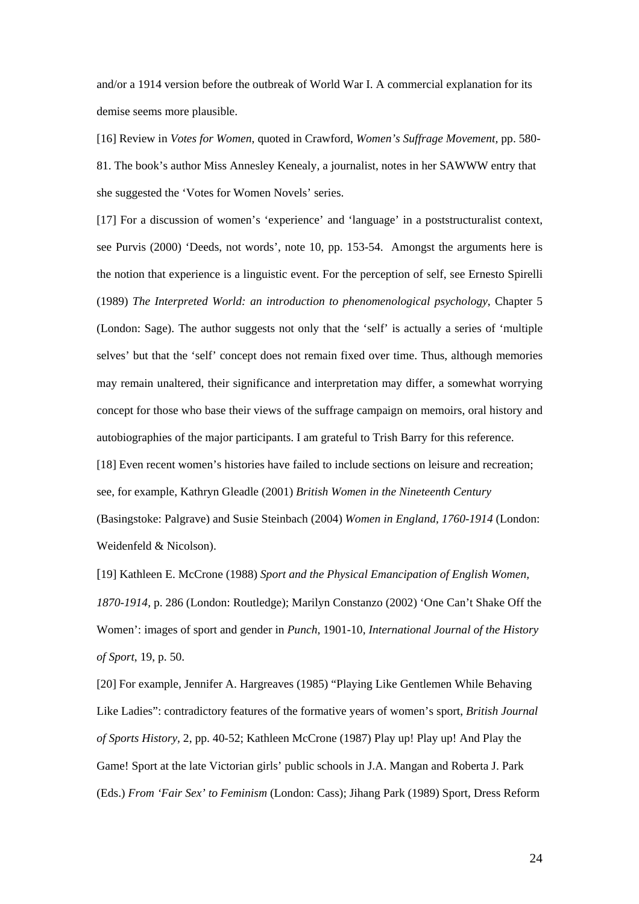and/or a 1914 version before the outbreak of World War I. A commercial explanation for its demise seems more plausible.

[16] Review in *Votes for Women*, quoted in Crawford, *Women's Suffrage Movement*, pp. 580-81. The book's author Miss Annesley Kenealy, a journalist, notes in her SAWWW entry that she suggested the 'Votes for Women Novels' series.

[17] For a discussion of women's 'experience' and 'language' in a poststructuralist context, see Purvis (2000) 'Deeds, not words', note 10, pp. 153-54. Amongst the arguments here is the notion that experience is a linguistic event. For the perception of self, see Ernesto Spirelli (1989) *The Interpreted World: an introduction to phenomenological psychology*, Chapter 5 (London: Sage). The author suggests not only that the 'self' is actually a series of 'multiple selves' but that the 'self' concept does not remain fixed over time. Thus, although memories may remain unaltered, their significance and interpretation may differ, a somewhat worrying concept for those who base their views of the suffrage campaign on memoirs, oral history and autobiographies of the major participants. I am grateful to Trish Barry for this reference.

[18] Even recent women's histories have failed to include sections on leisure and recreation; see, for example, Kathryn Gleadle (2001) *British Women in the Nineteenth Century* (Basingstoke: Palgrave) and Susie Steinbach (2004) *Women in England, 1760-1914* (London: Weidenfeld & Nicolson).

[19] Kathleen E. McCrone (1988) *Sport and the Physical Emancipation of English Women, 1870-1914*, p. 286 (London: Routledge); Marilyn Constanzo (2002) 'One Can't Shake Off the Women': images of sport and gender in *Punch*, 1901-10, *International Journal of the History of Sport*, 19, p. 50.

[20] For example, Jennifer A. Hargreaves (1985) "Playing Like Gentlemen While Behaving Like Ladies": contradictory features of the formative years of women's sport, *British Journal of Sports History*, 2, pp. 40-52; Kathleen McCrone (1987) Play up! Play up! And Play the Game! Sport at the late Victorian girls' public schools in J.A. Mangan and Roberta J. Park (Eds.) *From 'Fair Sex' to Feminism* (London: Cass); Jihang Park (1989) Sport, Dress Reform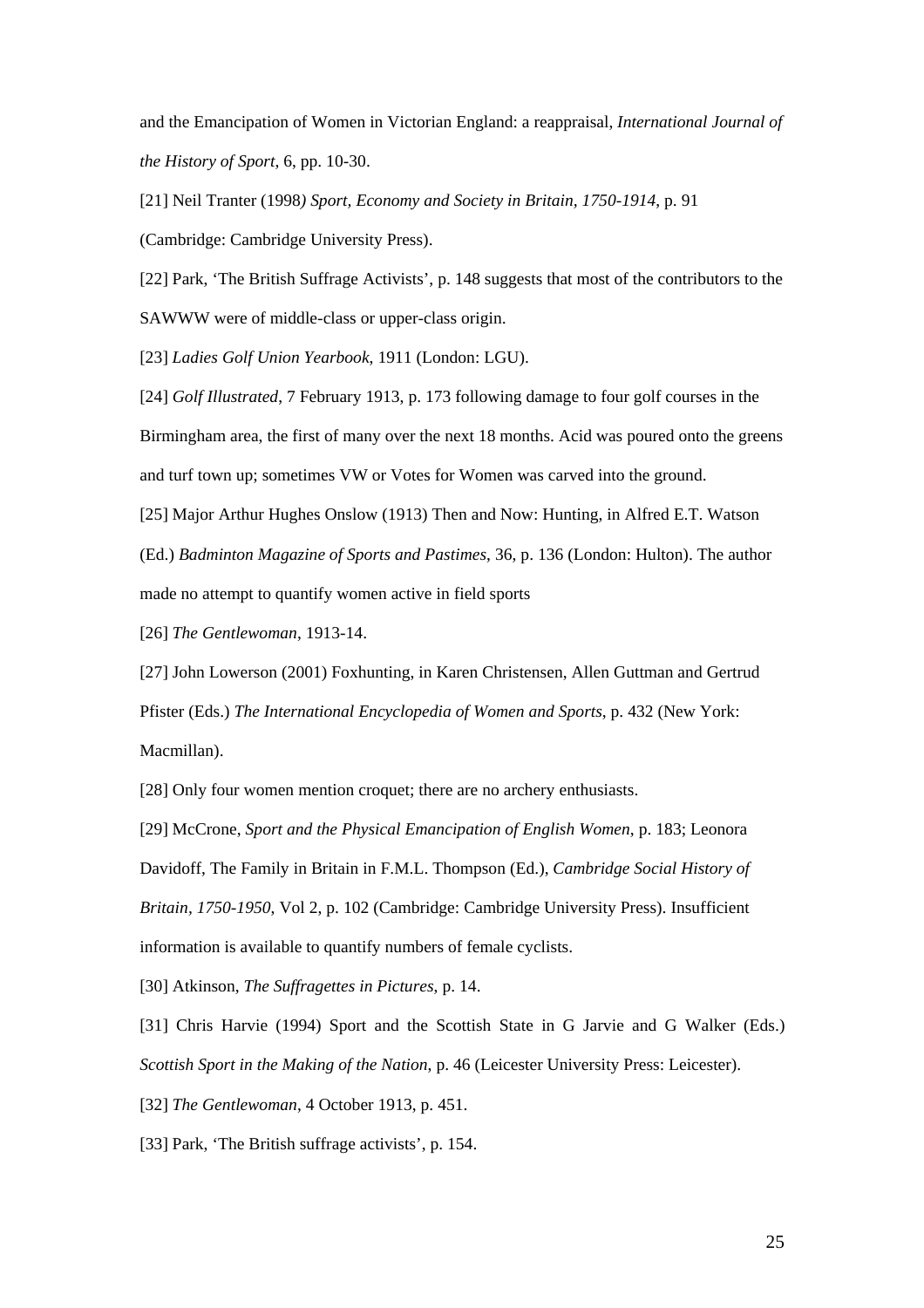and the Emancipation of Women in Victorian England: a reappraisal, *International Journal of the History of Sport*, 6, pp. 10-30.

[21] Neil Tranter (1998*) Sport, Economy and Society in Britain, 1750-1914*, p. 91 (Cambridge: Cambridge University Press).

[22] Park, 'The British Suffrage Activists', p. 148 suggests that most of the contributors to the SAWWW were of middle-class or upper-class origin.

[23] *Ladies Golf Union Yearbook*, 1911 (London: LGU).

[24] *Golf Illustrated*, 7 February 1913, p. 173 following damage to four golf courses in the Birmingham area, the first of many over the next 18 months. Acid was poured onto the greens and turf town up; sometimes VW or Votes for Women was carved into the ground.

[25] Major Arthur Hughes Onslow (1913) Then and Now: Hunting, in Alfred E.T. Watson (Ed.) *Badminton Magazine of Sports and Pastimes*, 36, p. 136 (London: Hulton). The author made no attempt to quantify women active in field sports

[26] *The Gentlewoman*, 1913-14.

[27] John Lowerson (2001) Foxhunting, in Karen Christensen, Allen Guttman and Gertrud Pfister (Eds.) *The International Encyclopedia of Women and Sports*, p. 432 (New York: Macmillan).

[28] Only four women mention croquet; there are no archery enthusiasts.

[29] McCrone, *Sport and the Physical Emancipation of English Women*, p. 183; Leonora Davidoff, The Family in Britain in F.M.L. Thompson (Ed.), *Cambridge Social History of Britain, 1750-1950*, Vol 2, p. 102 (Cambridge: Cambridge University Press). Insufficient information is available to quantify numbers of female cyclists.

[30] Atkinson, *The Suffragettes in Pictures*, p. 14.

[31] Chris Harvie (1994) Sport and the Scottish State in G Jarvie and G Walker (Eds.) *Scottish Sport in the Making of the Nation*, p. 46 (Leicester University Press: Leicester).

[32] *The Gentlewoman*, 4 October 1913, p. 451.

[33] Park, 'The British suffrage activists', p. 154.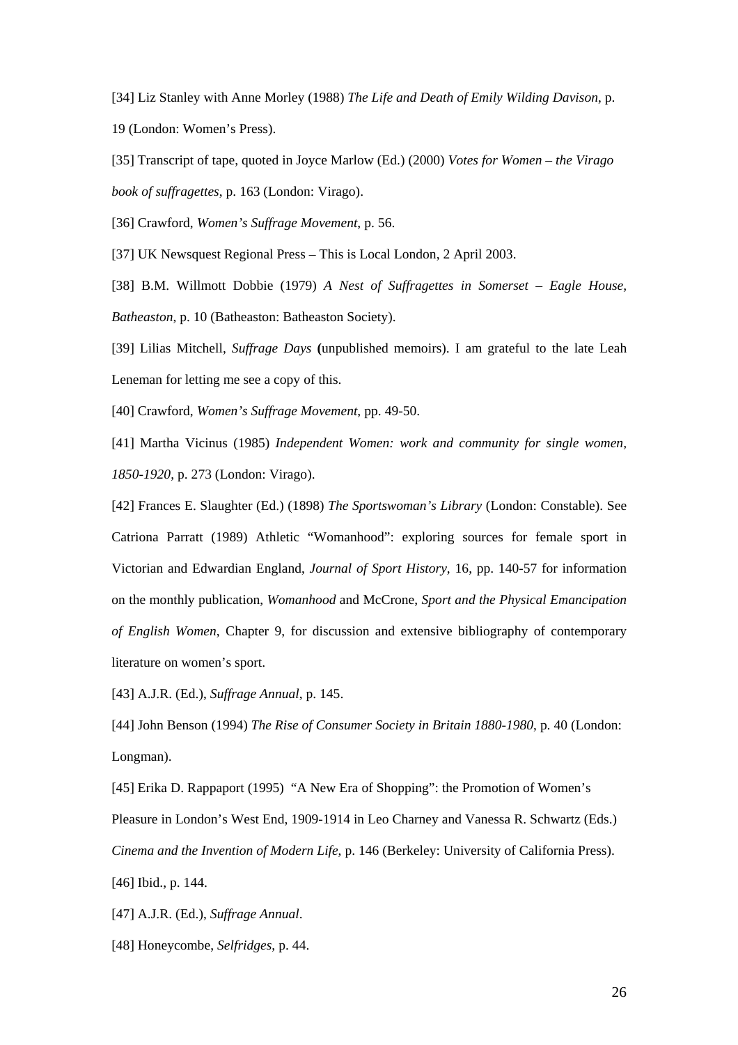[34] Liz Stanley with Anne Morley (1988) *The Life and Death of Emily Wilding Davison*, p. 19 (London: Women's Press).

[35] Transcript of tape, quoted in Joyce Marlow (Ed.) (2000) *Votes for Women – the Virago book of suffragettes*, p. 163 (London: Virago).

[36] Crawford, *Women's Suffrage Movement*, p. 56.

[37] UK Newsquest Regional Press – This is Local London, 2 April 2003.

[38] B.M. Willmott Dobbie (1979) *A Nest of Suffragettes in Somerset – Eagle House, Batheaston*, p. 10 (Batheaston: Batheaston Society).

[39] Lilias Mitchell, *Suffrage Days* **(**unpublished memoirs). I am grateful to the late Leah Leneman for letting me see a copy of this.

[40] Crawford, *Women's Suffrage Movement*, pp. 49-50.

[41] Martha Vicinus (1985) *Independent Women: work and community for single women, 1850-1920*, p. 273 (London: Virago).

[42] Frances E. Slaughter (Ed.) (1898) *The Sportswoman's Library* (London: Constable). See Catriona Parratt (1989) Athletic "Womanhood": exploring sources for female sport in Victorian and Edwardian England, *Journal of Sport History*, 16, pp. 140-57 for information on the monthly publication, *Womanhood* and McCrone, *Sport and the Physical Emancipation of English Women*, Chapter 9, for discussion and extensive bibliography of contemporary literature on women's sport.

[43] A.J.R. (Ed.), *Suffrage Annual*, p. 145.

[44] John Benson (1994) *The Rise of Consumer Society in Britain 1880-1980*, p. 40 (London: Longman).

[45] Erika D. Rappaport (1995) "A New Era of Shopping": the Promotion of Women's Pleasure in London's West End, 1909-1914 in Leo Charney and Vanessa R. Schwartz (Eds.) *Cinema and the Invention of Modern Life*, p. 146 (Berkeley: University of California Press).

[46] Ibid., p. 144.

[47] A.J.R. (Ed.), *Suffrage Annual*.

[48] Honeycombe, *Selfridges*, p. 44.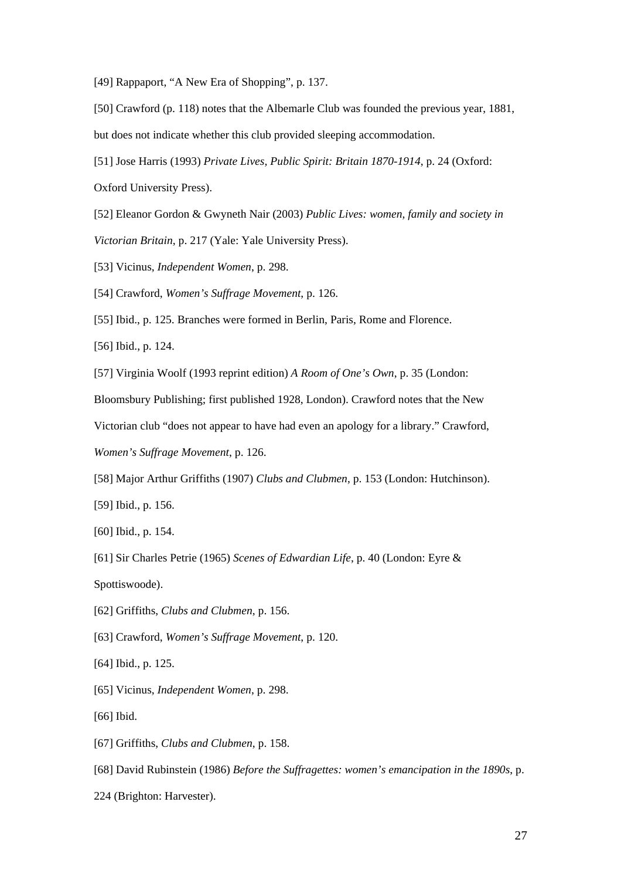[49] Rappaport, "A New Era of Shopping", p. 137.

[50] Crawford (p. 118) notes that the Albemarle Club was founded the previous year, 1881, but does not indicate whether this club provided sleeping accommodation.

[51] Jose Harris (1993) *Private Lives, Public Spirit: Britain 1870-1914*, p. 24 (Oxford: Oxford University Press).

[52] Eleanor Gordon & Gwyneth Nair (2003) *Public Lives: women, family and society in Victorian Britain*, p. 217 (Yale: Yale University Press).

[53] Vicinus, *Independent Women*, p. 298.

[54] Crawford, *Women's Suffrage Movement*, p. 126.

[55] Ibid., p. 125. Branches were formed in Berlin, Paris, Rome and Florence.

[56] Ibid., p. 124.

[57] Virginia Woolf (1993 reprint edition) *A Room of One's Own*, p. 35 (London: Bloomsbury Publishing; first published 1928, London). Crawford notes that the New Victorian club "does not appear to have had even an apology for a library." Crawford, *Women's Suffrage Movement*, p. 126.

[58] Major Arthur Griffiths (1907) *Clubs and Clubmen*, p. 153 (London: Hutchinson).

[59] Ibid., p. 156.

[60] Ibid., p. 154.

[61] Sir Charles Petrie (1965) *Scenes of Edwardian Life*, p. 40 (London: Eyre & Spottiswoode).

[62] Griffiths, *Clubs and Clubmen*, p. 156.

[63] Crawford, *Women's Suffrage Movement*, p. 120.

[64] Ibid., p. 125.

[65] Vicinus, *Independent Women*, p. 298.

[66] Ibid.

[67] Griffiths, *Clubs and Clubmen*, p. 158.

[68] David Rubinstein (1986) *Before the Suffragettes: women's emancipation in the 1890s*, p. 224 (Brighton: Harvester).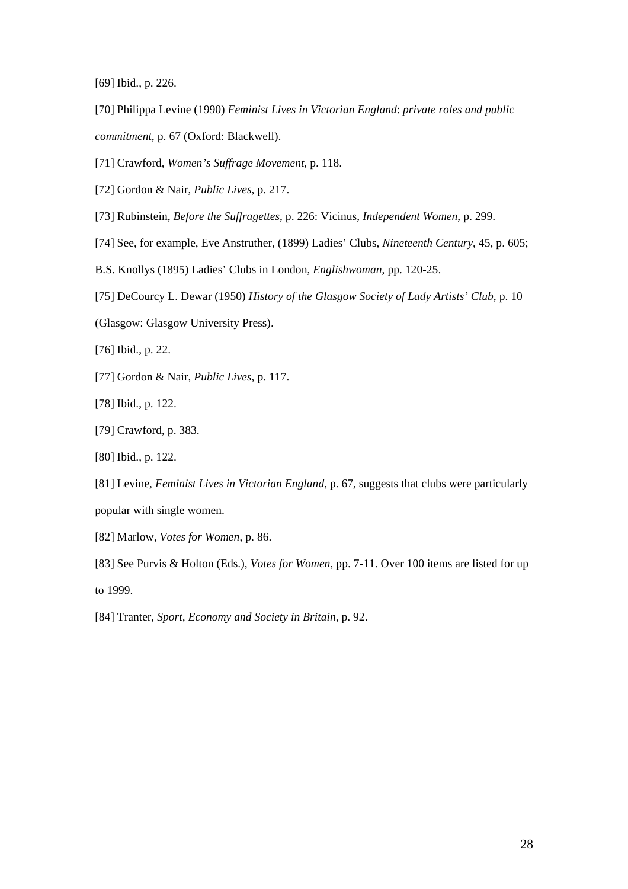[69] Ibid., p. 226.

[70] Philippa Levine (1990) *Feminist Lives in Victorian England*: *private roles and public commitment*, p. 67 (Oxford: Blackwell).

[71] Crawford, *Women's Suffrage Movement*, p. 118.

[72] Gordon & Nair, *Public Lives*, p. 217.

[73] Rubinstein, *Before the Suffragettes*, p. 226: Vicinus, *Independent Women*, p. 299.

[74] See, for example, Eve Anstruther, (1899) Ladies' Clubs, *Nineteenth Century*, 45, p. 605; B.S. Knollys (1895) Ladies' Clubs in London, *Englishwoman*, pp. 120-25.

[75] DeCourcy L. Dewar (1950) *History of the Glasgow Society of Lady Artists' Club*, p. 10 (Glasgow: Glasgow University Press).

[76] Ibid., p. 22.

[77] Gordon & Nair, *Public Lives*, p. 117.

[78] Ibid., p. 122.

[79] Crawford, p. 383.

[80] Ibid., p. 122.

[81] Levine, *Feminist Lives in Victorian England*, p. 67, suggests that clubs were particularly popular with single women.

[82] Marlow, *Votes for Women*, p. 86.

[83] See Purvis & Holton (Eds.), *Votes for Women*, pp. 7-11. Over 100 items are listed for up to 1999.

[84] Tranter, *Sport, Economy and Society in Britain*, p. 92.